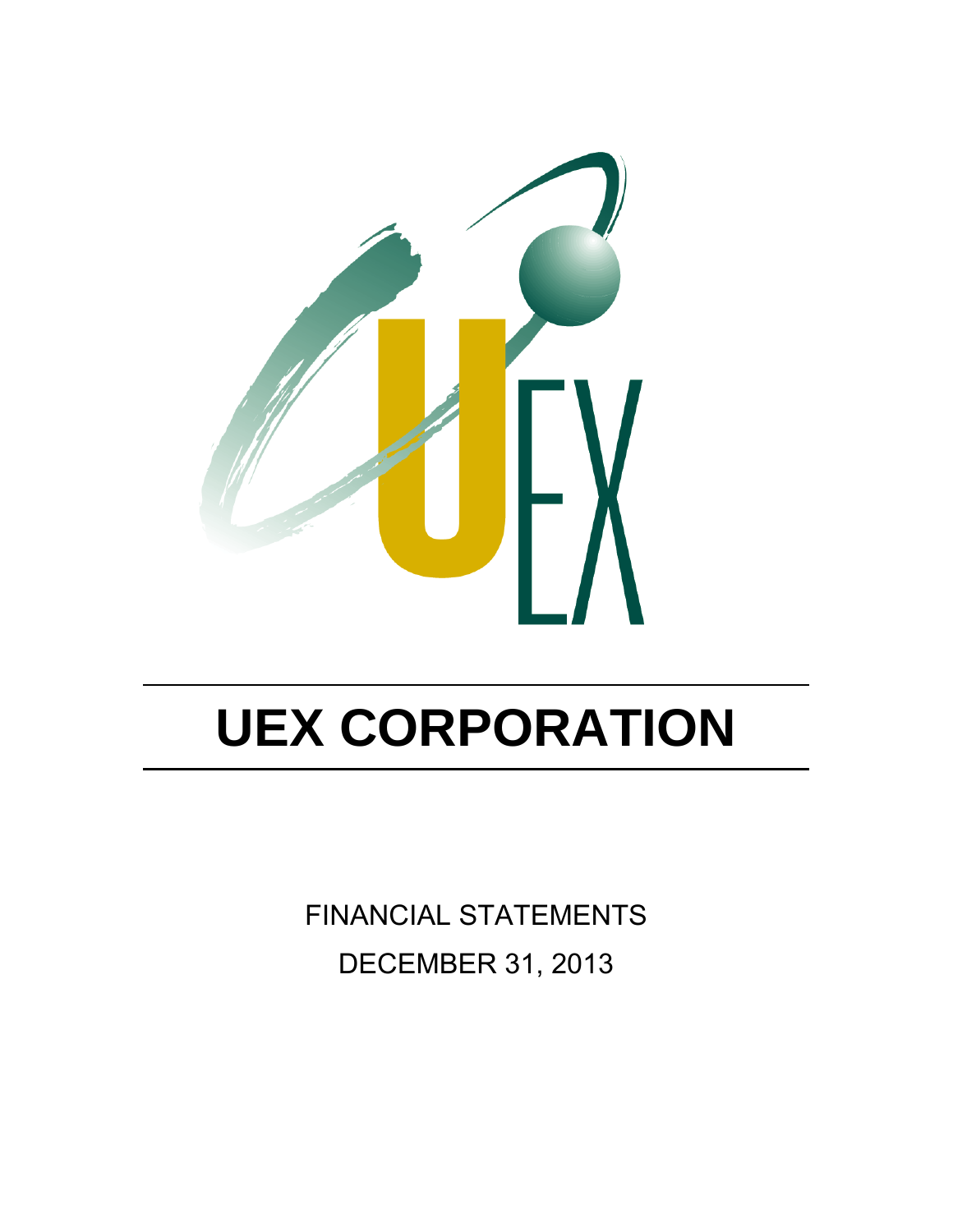# UEX CORPORATION

FINANCIAL STATEMENTS

DECEMBER 31, 2013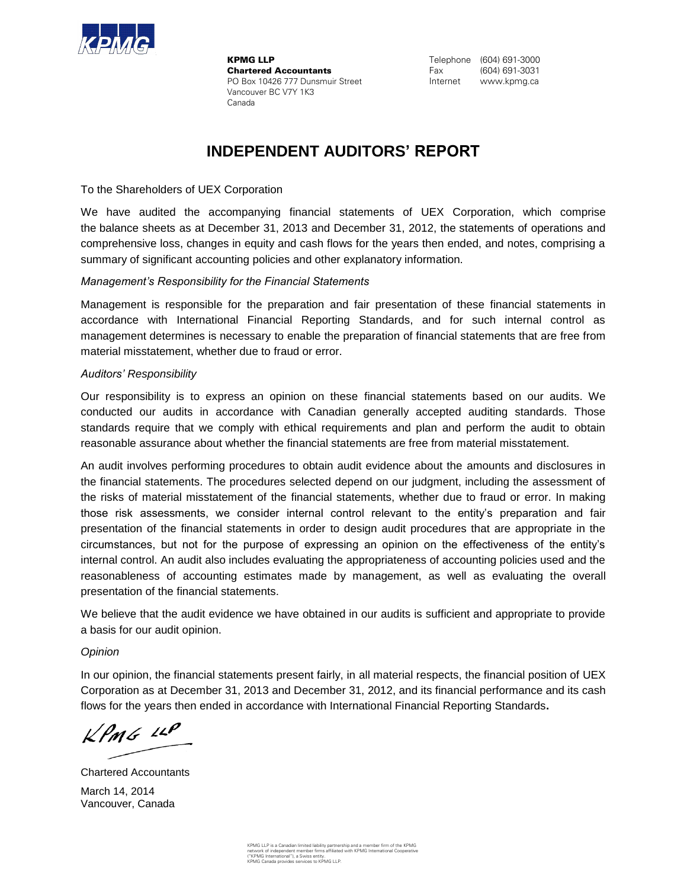**KPMG LLP**
**Chartered Accountants**
PO Box 10426 777 Dunsmuir Street
Vancouver BC V7Y 1K3
Canada

Telephone (604) 691-3000
Fax (604) 691-3031
Internet www.kpmg.ca

# INDEPENDENT AUDITORS' REPORT

To the Shareholders of UEX Corporation

We have audited the accompanying financial statements of UEX Corporation, which comprise the balance sheets as at December 31, 2013 and December 31, 2012, the statements of operations and comprehensive loss, changes in equity and cash flows for the years then ended, and notes, comprising a summary of significant accounting policies and other explanatory information.

*Management's Responsibility for the Financial Statements*

Management is responsible for the preparation and fair presentation of these financial statements in accordance with International Financial Reporting Standards, and for such internal control as management determines is necessary to enable the preparation of financial statements that are free from material misstatement, whether due to fraud or error.

*Auditors' Responsibility*

Our responsibility is to express an opinion on these financial statements based on our audits. We conducted our audits in accordance with Canadian generally accepted auditing standards. Those standards require that we comply with ethical requirements and plan and perform the audit to obtain reasonable assurance about whether the financial statements are free from material misstatement.

An audit involves performing procedures to obtain audit evidence about the amounts and disclosures in the financial statements. The procedures selected depend on our judgment, including the assessment of the risks of material misstatement of the financial statements, whether due to fraud or error. In making those risk assessments, we consider internal control relevant to the entity's preparation and fair presentation of the financial statements in order to design audit procedures that are appropriate in the circumstances, but not for the purpose of expressing an opinion on the effectiveness of the entity's internal control. An audit also includes evaluating the appropriateness of accounting policies used and the reasonableness of accounting estimates made by management, as well as evaluating the overall presentation of the financial statements.

We believe that the audit evidence we have obtained in our audits is sufficient and appropriate to provide a basis for our audit opinion.

*Opinion*

In our opinion, the financial statements present fairly, in all material respects, the financial position of UEX Corporation as at December 31, 2013 and December 31, 2012, and its financial performance and its cash flows for the years then ended in accordance with International Financial Reporting Standards.

KPMG LLP

Chartered Accountants

March 14, 2014
Vancouver, Canada

KPMG LLP is a Canadian limited liability partnership and a member firm of the KPMG network of independent member firms affiliated with KPMG International Cooperative ("KPMG International"), a Swiss entity.
KPMG Canada provides services to KPMG LLP.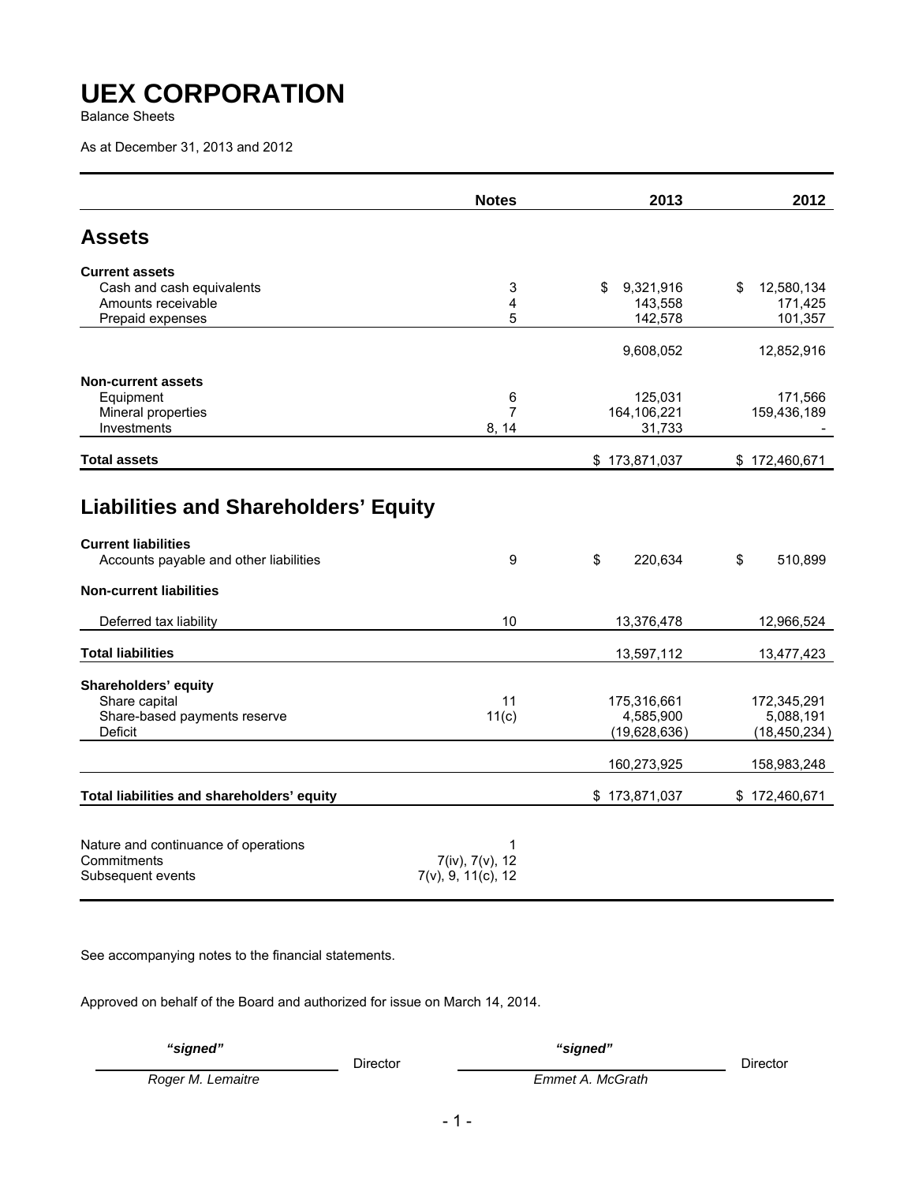# UEX CORPORATION

Balance Sheets

As at December 31, 2013 and 2012

| | Notes | 2013 | 2012 |
|---|---|---|---|
| **Assets** | | | |
| **Current assets** | | | |
| Cash and cash equivalents | 3 | $ 9,321,916 | $ 12,580,134 |
| Amounts receivable | 4 | 143,558 | 171,425 |
| Prepaid expenses | 5 | 142,578 | 101,357 |
| | | 9,608,052 | 12,852,916 |
| **Non-current assets** | | | |
| Equipment | 6 | 125,031 | 171,566 |
| Mineral properties | 7 | 164,106,221 | 159,436,189 |
| Investments | 8, 14 | 31,733 | - |
| **Total assets** | | $ 173,871,037 | $ 172,460,671 |
| **Liabilities and Shareholders' Equity** | | | |
| **Current liabilities** | | | |
| Accounts payable and other liabilities | 9 | $ 220,634 | $ 510,899 |
| **Non-current liabilities** | | | |
| Deferred tax liability | 10 | 13,376,478 | 12,966,524 |
| **Total liabilities** | | 13,597,112 | 13,477,423 |
| **Shareholders' equity** | | | |
| Share capital | 11 | 175,316,661 | 172,345,291 |
| Share-based payments reserve | 11(c) | 4,585,900 | 5,088,191 |
| Deficit | | (19,628,636) | (18,450,234) |
| | | 160,273,925 | 158,983,248 |
| **Total liabilities and shareholders' equity** | | $ 173,871,037 | $ 172,460,671 |

| | |
|---|---|
| Nature and continuance of operations | 1 |
| Commitments | 7(iv), 7(v), 12 |
| Subsequent events | 7(v), 9, 11(c), 12 |

See accompanying notes to the financial statements.

Approved on behalf of the Board and authorized for issue on March 14, 2014.

*"signed"* Director
*Roger M. Lemaitre*

*"signed"* Director
*Emmet A. McGrath*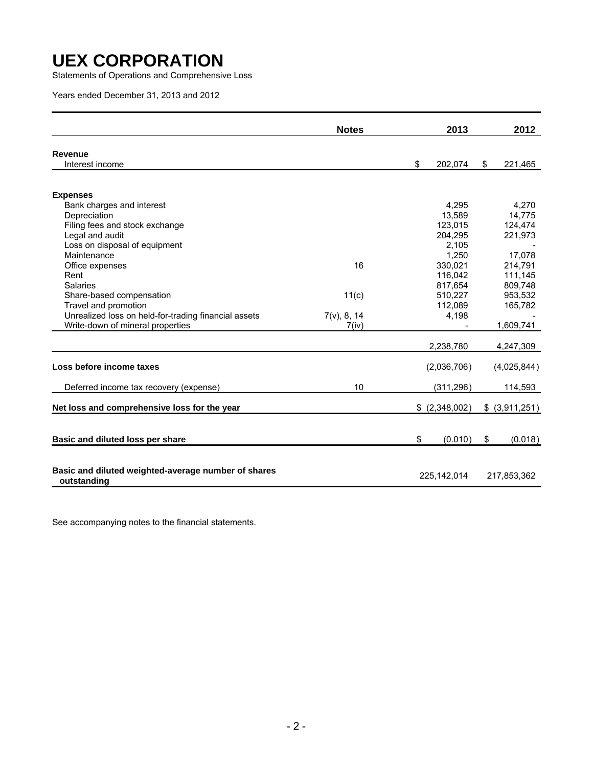# UEX CORPORATION

Statements of Operations and Comprehensive Loss

Years ended December 31, 2013 and 2012

| | Notes | 2013 | 2012 |
|---|---|---|---|
| **Revenue** | | | |
| Interest income | | $ 202,074 | $ 221,465 |
| **Expenses** | | | |
| Bank charges and interest | | 4,295 | 4,270 |
| Depreciation | | 13,589 | 14,775 |
| Filing fees and stock exchange | | 123,015 | 124,474 |
| Legal and audit | | 204,295 | 221,973 |
| Loss on disposal of equipment | | 2,105 | - |
| Maintenance | | 1,250 | 17,078 |
| Office expenses | 16 | 330,021 | 214,791 |
| Rent | | 116,042 | 111,145 |
| Salaries | | 817,654 | 809,748 |
| Share-based compensation | 11(c) | 510,227 | 953,532 |
| Travel and promotion | | 112,089 | 165,782 |
| Unrealized loss on held-for-trading financial assets | 7(v), 8, 14 | 4,198 | - |
| Write-down of mineral properties | 7(iv) | - | 1,609,741 |
| | | 2,238,780 | 4,247,309 |
| **Loss before income taxes** | | (2,036,706) | (4,025,844) |
| Deferred income tax recovery (expense) | 10 | (311,296) | 114,593 |
| **Net loss and comprehensive loss for the year** | | $ (2,348,002) | $ (3,911,251) |
| **Basic and diluted loss per share** | | $ (0.010) | $ (0.018) |
| **Basic and diluted weighted-average number of shares outstanding** | | 225,142,014 | 217,853,362 |

See accompanying notes to the financial statements.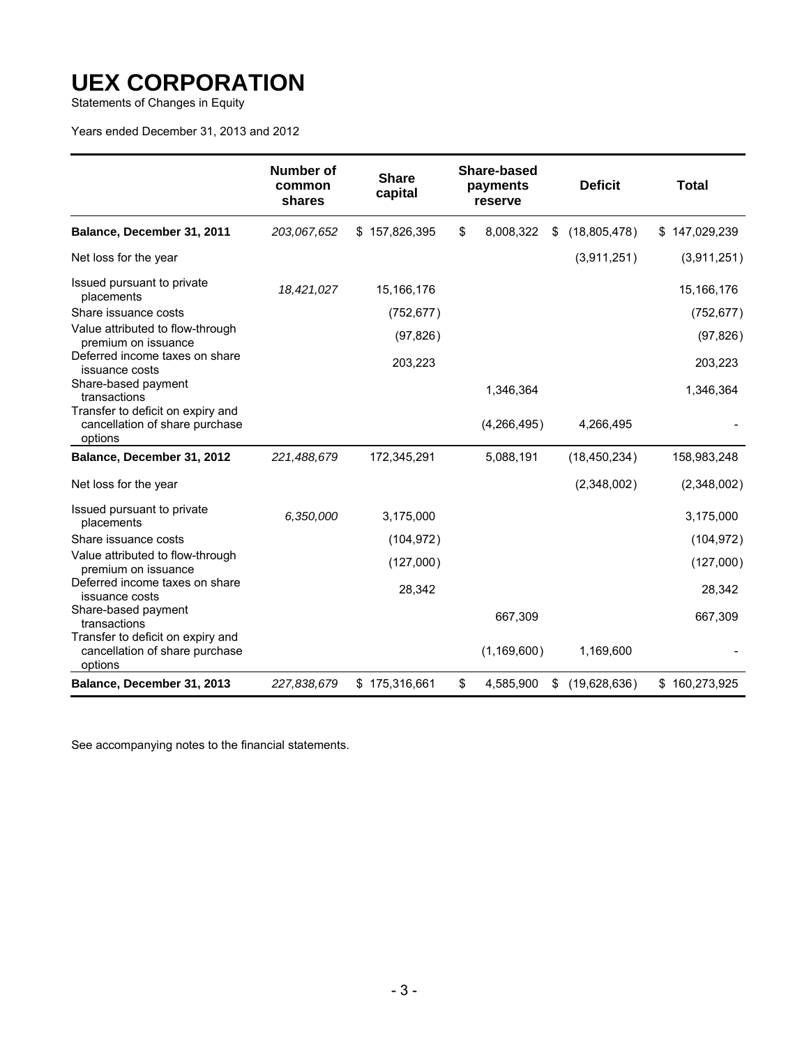# UEX CORPORATION

Statements of Changes in Equity

Years ended December 31, 2013 and 2012

| | Number of common shares | Share capital | Share-based payments reserve | Deficit | Total |
|---|---|---|---|---|---|
| **Balance, December 31, 2011** | *203,067,652* | $ 157,826,395 | $ 8,008,322 | $ (18,805,478) | $ 147,029,239 |
| Net loss for the year | | | | (3,911,251) | (3,911,251) |
| Issued pursuant to private placements | *18,421,027* | 15,166,176 | | | 15,166,176 |
| Share issuance costs | | (752,677) | | | (752,677) |
| Value attributed to flow-through premium on issuance | | (97,826) | | | (97,826) |
| Deferred income taxes on share issuance costs | | 203,223 | | | 203,223 |
| Share-based payment transactions | | | 1,346,364 | | 1,346,364 |
| Transfer to deficit on expiry and cancellation of share purchase options | | | (4,266,495) | 4,266,495 | - |
| **Balance, December 31, 2012** | *221,488,679* | 172,345,291 | 5,088,191 | (18,450,234) | 158,983,248 |
| Net loss for the year | | | | (2,348,002) | (2,348,002) |
| Issued pursuant to private placements | *6,350,000* | 3,175,000 | | | 3,175,000 |
| Share issuance costs | | (104,972) | | | (104,972) |
| Value attributed to flow-through premium on issuance | | (127,000) | | | (127,000) |
| Deferred income taxes on share issuance costs | | 28,342 | | | 28,342 |
| Share-based payment transactions | | | 667,309 | | 667,309 |
| Transfer to deficit on expiry and cancellation of share purchase options | | | (1,169,600) | 1,169,600 | - |
| **Balance, December 31, 2013** | *227,838,679* | $ 175,316,661 | $ 4,585,900 | $ (19,628,636) | $ 160,273,925 |

See accompanying notes to the financial statements.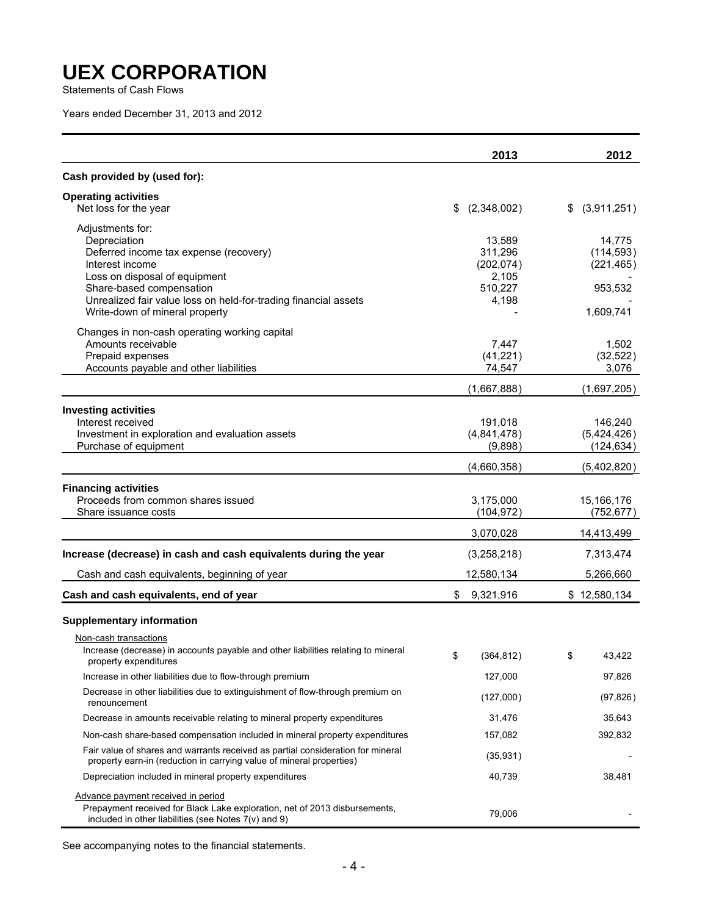# UEX CORPORATION

Statements of Cash Flows

Years ended December 31, 2013 and 2012

| | 2013 | 2012 |
|---|---|---|
| **Cash provided by (used for):** | | |
| **Operating activities** | | |
| Net loss for the year | $ (2,348,002) | $ (3,911,251) |
| Adjustments for: | | |
| Depreciation | 13,589 | 14,775 |
| Deferred income tax expense (recovery) | 311,296 | (114,593) |
| Interest income | (202,074) | (221,465) |
| Loss on disposal of equipment | 2,105 | - |
| Share-based compensation | 510,227 | 953,532 |
| Unrealized fair value loss on held-for-trading financial assets | 4,198 | - |
| Write-down of mineral property | - | 1,609,741 |
| Changes in non-cash operating working capital | | |
| Amounts receivable | 7,447 | 1,502 |
| Prepaid expenses | (41,221) | (32,522) |
| Accounts payable and other liabilities | 74,547 | 3,076 |
| | (1,667,888) | (1,697,205) |
| **Investing activities** | | |
| Interest received | 191,018 | 146,240 |
| Investment in exploration and evaluation assets | (4,841,478) | (5,424,426) |
| Purchase of equipment | (9,898) | (124,634) |
| | (4,660,358) | (5,402,820) |
| **Financing activities** | | |
| Proceeds from common shares issued | 3,175,000 | 15,166,176 |
| Share issuance costs | (104,972) | (752,677) |
| | 3,070,028 | 14,413,499 |
| **Increase (decrease) in cash and cash equivalents during the year** | (3,258,218) | 7,313,474 |
| Cash and cash equivalents, beginning of year | 12,580,134 | 5,266,660 |
| **Cash and cash equivalents, end of year** | $ 9,321,916 | $ 12,580,134 |
| **Supplementary information** | | |
| Non-cash transactions | | |
| Increase (decrease) in accounts payable and other liabilities relating to mineral property expenditures | $ (364,812) | $ 43,422 |
| Increase in other liabilities due to flow-through premium | 127,000 | 97,826 |
| Decrease in other liabilities due to extinguishment of flow-through premium on renouncement | (127,000) | (97,826) |
| Decrease in amounts receivable relating to mineral property expenditures | 31,476 | 35,643 |
| Non-cash share-based compensation included in mineral property expenditures | 157,082 | 392,832 |
| Fair value of shares and warrants received as partial consideration for mineral property earn-in (reduction in carrying value of mineral properties) | (35,931) | - |
| Depreciation included in mineral property expenditures | 40,739 | 38,481 |
| Advance payment received in period | | |
| Prepayment received for Black Lake exploration, net of 2013 disbursements, included in other liabilities (see Notes 7(v) and 9) | 79,006 | - |

See accompanying notes to the financial statements.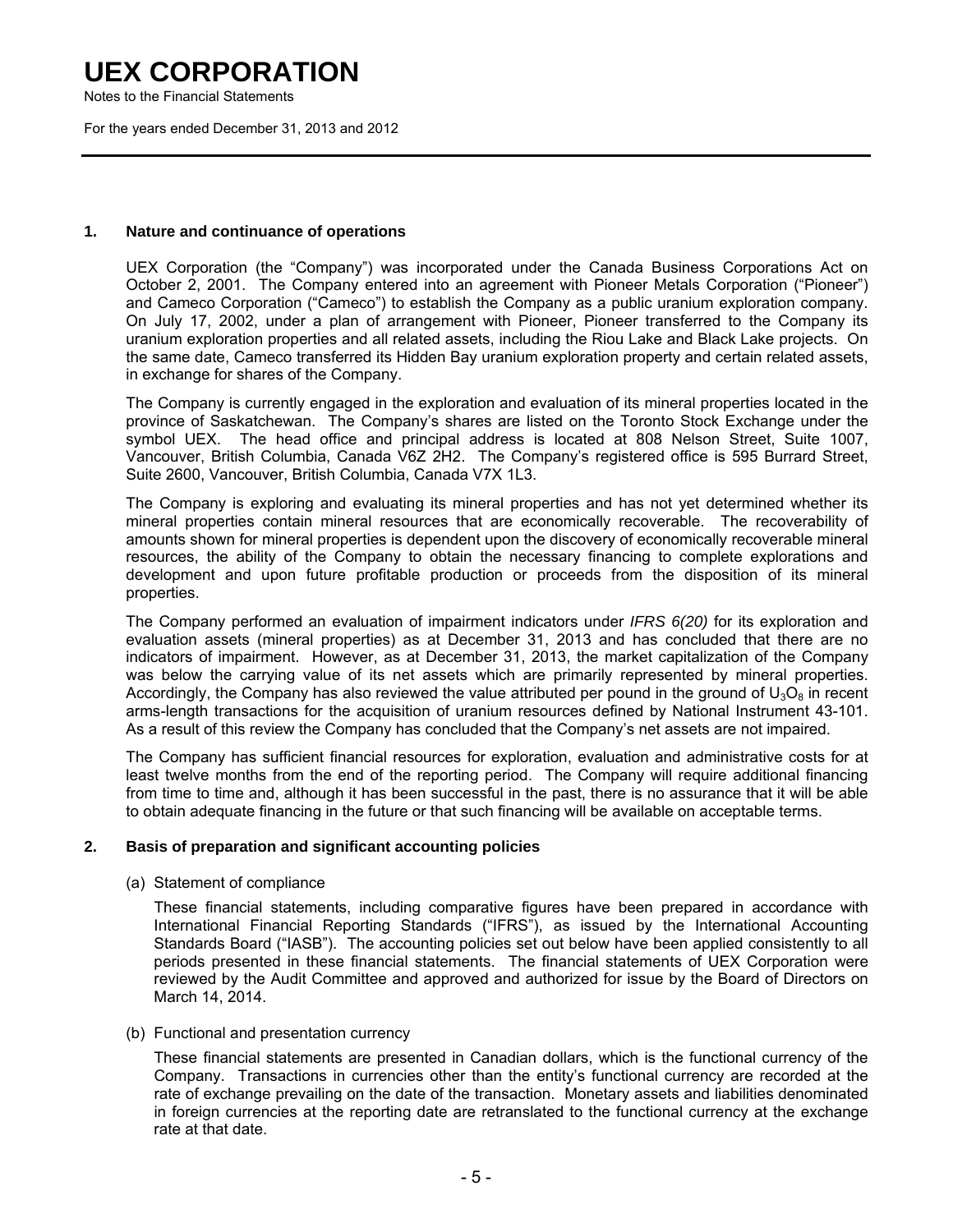## 1. Nature and continuance of operations

UEX Corporation (the "Company") was incorporated under the Canada Business Corporations Act on October 2, 2001. The Company entered into an agreement with Pioneer Metals Corporation ("Pioneer") and Cameco Corporation ("Cameco") to establish the Company as a public uranium exploration company. On July 17, 2002, under a plan of arrangement with Pioneer, Pioneer transferred to the Company its uranium exploration properties and all related assets, including the Riou Lake and Black Lake projects. On the same date, Cameco transferred its Hidden Bay uranium exploration property and certain related assets, in exchange for shares of the Company.

The Company is currently engaged in the exploration and evaluation of its mineral properties located in the province of Saskatchewan. The Company's shares are listed on the Toronto Stock Exchange under the symbol UEX. The head office and principal address is located at 808 Nelson Street, Suite 1007, Vancouver, British Columbia, Canada V6Z 2H2. The Company's registered office is 595 Burrard Street, Suite 2600, Vancouver, British Columbia, Canada V7X 1L3.

The Company is exploring and evaluating its mineral properties and has not yet determined whether its mineral properties contain mineral resources that are economically recoverable. The recoverability of amounts shown for mineral properties is dependent upon the discovery of economically recoverable mineral resources, the ability of the Company to obtain the necessary financing to complete explorations and development and upon future profitable production or proceeds from the disposition of its mineral properties.

The Company performed an evaluation of impairment indicators under *IFRS 6(20)* for its exploration and evaluation assets (mineral properties) as at December 31, 2013 and has concluded that there are no indicators of impairment. However, as at December 31, 2013, the market capitalization of the Company was below the carrying value of its net assets which are primarily represented by mineral properties. Accordingly, the Company has also reviewed the value attributed per pound in the ground of $U_3O_8$ in recent arms-length transactions for the acquisition of uranium resources defined by National Instrument 43-101. As a result of this review the Company has concluded that the Company's net assets are not impaired.

The Company has sufficient financial resources for exploration, evaluation and administrative costs for at least twelve months from the end of the reporting period. The Company will require additional financing from time to time and, although it has been successful in the past, there is no assurance that it will be able to obtain adequate financing in the future or that such financing will be available on acceptable terms.

## 2. Basis of preparation and significant accounting policies

(a) Statement of compliance

These financial statements, including comparative figures have been prepared in accordance with International Financial Reporting Standards ("IFRS"), as issued by the International Accounting Standards Board ("IASB"). The accounting policies set out below have been applied consistently to all periods presented in these financial statements. The financial statements of UEX Corporation were reviewed by the Audit Committee and approved and authorized for issue by the Board of Directors on March 14, 2014.

(b) Functional and presentation currency

These financial statements are presented in Canadian dollars, which is the functional currency of the Company. Transactions in currencies other than the entity's functional currency are recorded at the rate of exchange prevailing on the date of the transaction. Monetary assets and liabilities denominated in foreign currencies at the reporting date are retranslated to the functional currency at the exchange rate at that date.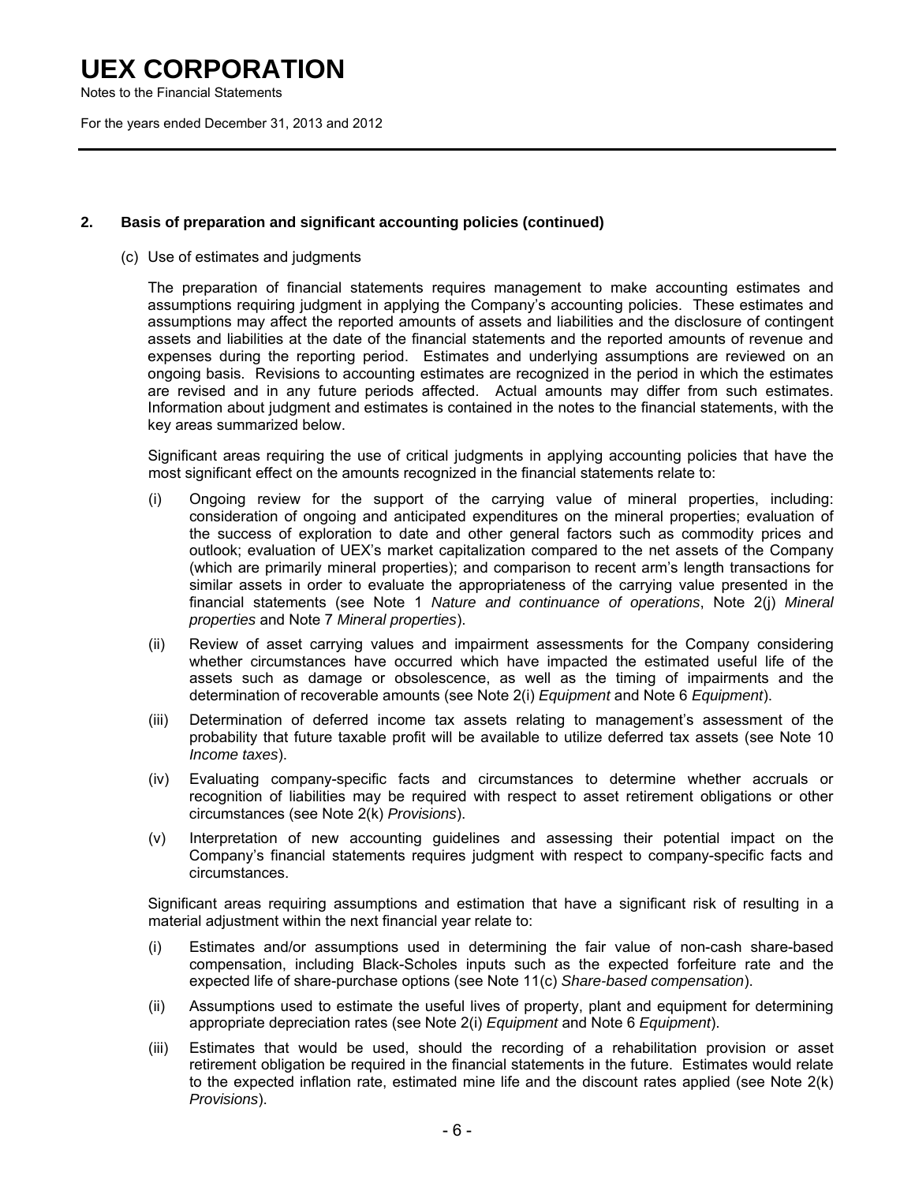## 2. Basis of preparation and significant accounting policies (continued)

(c) Use of estimates and judgments

The preparation of financial statements requires management to make accounting estimates and assumptions requiring judgment in applying the Company's accounting policies. These estimates and assumptions may affect the reported amounts of assets and liabilities and the disclosure of contingent assets and liabilities at the date of the financial statements and the reported amounts of revenue and expenses during the reporting period. Estimates and underlying assumptions are reviewed on an ongoing basis. Revisions to accounting estimates are recognized in the period in which the estimates are revised and in any future periods affected. Actual amounts may differ from such estimates. Information about judgment and estimates is contained in the notes to the financial statements, with the key areas summarized below.

Significant areas requiring the use of critical judgments in applying accounting policies that have the most significant effect on the amounts recognized in the financial statements relate to:

(i) Ongoing review for the support of the carrying value of mineral properties, including: consideration of ongoing and anticipated expenditures on the mineral properties; evaluation of the success of exploration to date and other general factors such as commodity prices and outlook; evaluation of UEX's market capitalization compared to the net assets of the Company (which are primarily mineral properties); and comparison to recent arm's length transactions for similar assets in order to evaluate the appropriateness of the carrying value presented in the financial statements (see Note 1 *Nature and continuance of operations*, Note 2(j) *Mineral properties* and Note 7 *Mineral properties*).

(ii) Review of asset carrying values and impairment assessments for the Company considering whether circumstances have occurred which have impacted the estimated useful life of the assets such as damage or obsolescence, as well as the timing of impairments and the determination of recoverable amounts (see Note 2(i) *Equipment* and Note 6 *Equipment*).

(iii) Determination of deferred income tax assets relating to management's assessment of the probability that future taxable profit will be available to utilize deferred tax assets (see Note 10 *Income taxes*).

(iv) Evaluating company-specific facts and circumstances to determine whether accruals or recognition of liabilities may be required with respect to asset retirement obligations or other circumstances (see Note 2(k) *Provisions*).

(v) Interpretation of new accounting guidelines and assessing their potential impact on the Company's financial statements requires judgment with respect to company-specific facts and circumstances.

Significant areas requiring assumptions and estimation that have a significant risk of resulting in a material adjustment within the next financial year relate to:

(i) Estimates and/or assumptions used in determining the fair value of non-cash share-based compensation, including Black-Scholes inputs such as the expected forfeiture rate and the expected life of share-purchase options (see Note 11(c) *Share-based compensation*).

(ii) Assumptions used to estimate the useful lives of property, plant and equipment for determining appropriate depreciation rates (see Note 2(i) *Equipment* and Note 6 *Equipment*).

(iii) Estimates that would be used, should the recording of a rehabilitation provision or asset retirement obligation be required in the financial statements in the future. Estimates would relate to the expected inflation rate, estimated mine life and the discount rates applied (see Note 2(k) *Provisions*).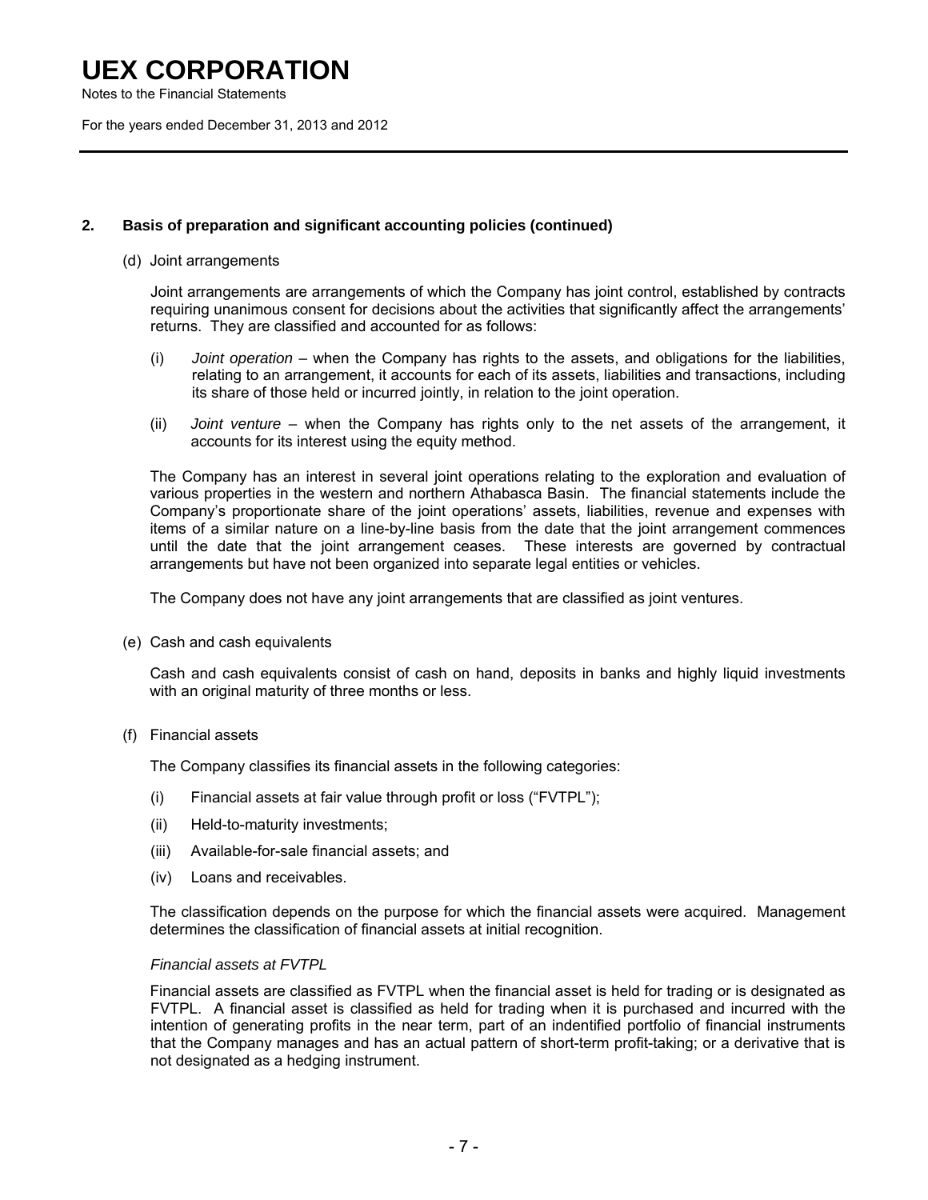## 2. Basis of preparation and significant accounting policies (continued)

(d) Joint arrangements

Joint arrangements are arrangements of which the Company has joint control, established by contracts requiring unanimous consent for decisions about the activities that significantly affect the arrangements' returns. They are classified and accounted for as follows:

(i) *Joint operation* – when the Company has rights to the assets, and obligations for the liabilities, relating to an arrangement, it accounts for each of its assets, liabilities and transactions, including its share of those held or incurred jointly, in relation to the joint operation.

(ii) *Joint venture* – when the Company has rights only to the net assets of the arrangement, it accounts for its interest using the equity method.

The Company has an interest in several joint operations relating to the exploration and evaluation of various properties in the western and northern Athabasca Basin. The financial statements include the Company's proportionate share of the joint operations' assets, liabilities, revenue and expenses with items of a similar nature on a line-by-line basis from the date that the joint arrangement commences until the date that the joint arrangement ceases. These interests are governed by contractual arrangements but have not been organized into separate legal entities or vehicles.

The Company does not have any joint arrangements that are classified as joint ventures.

(e) Cash and cash equivalents

Cash and cash equivalents consist of cash on hand, deposits in banks and highly liquid investments with an original maturity of three months or less.

(f) Financial assets

The Company classifies its financial assets in the following categories:

(i) Financial assets at fair value through profit or loss ("FVTPL");

(ii) Held-to-maturity investments;

(iii) Available-for-sale financial assets; and

(iv) Loans and receivables.

The classification depends on the purpose for which the financial assets were acquired. Management determines the classification of financial assets at initial recognition.

*Financial assets at FVTPL*

Financial assets are classified as FVTPL when the financial asset is held for trading or is designated as FVTPL. A financial asset is classified as held for trading when it is purchased and incurred with the intention of generating profits in the near term, part of an indentified portfolio of financial instruments that the Company manages and has an actual pattern of short-term profit-taking; or a derivative that is not designated as a hedging instrument.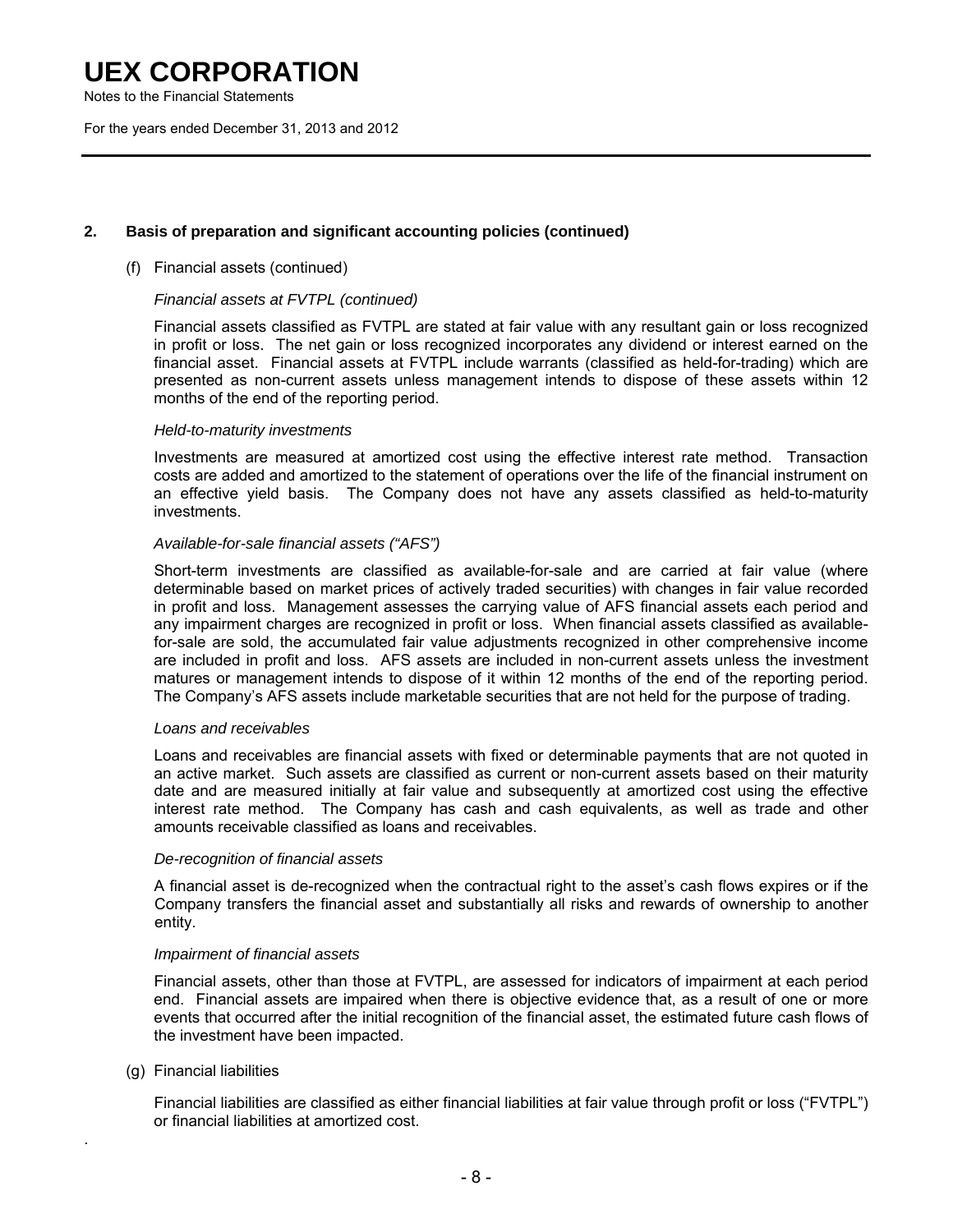## 2. Basis of preparation and significant accounting policies (continued)

(f) Financial assets (continued)

*Financial assets at FVTPL (continued)*

Financial assets classified as FVTPL are stated at fair value with any resultant gain or loss recognized in profit or loss. The net gain or loss recognized incorporates any dividend or interest earned on the financial asset. Financial assets at FVTPL include warrants (classified as held-for-trading) which are presented as non-current assets unless management intends to dispose of these assets within 12 months of the end of the reporting period.

*Held-to-maturity investments*

Investments are measured at amortized cost using the effective interest rate method. Transaction costs are added and amortized to the statement of operations over the life of the financial instrument on an effective yield basis. The Company does not have any assets classified as held-to-maturity investments.

*Available-for-sale financial assets ("AFS")*

Short-term investments are classified as available-for-sale and are carried at fair value (where determinable based on market prices of actively traded securities) with changes in fair value recorded in profit and loss. Management assesses the carrying value of AFS financial assets each period and any impairment charges are recognized in profit or loss. When financial assets classified as available-for-sale are sold, the accumulated fair value adjustments recognized in other comprehensive income are included in profit and loss. AFS assets are included in non-current assets unless the investment matures or management intends to dispose of it within 12 months of the end of the reporting period. The Company's AFS assets include marketable securities that are not held for the purpose of trading.

*Loans and receivables*

Loans and receivables are financial assets with fixed or determinable payments that are not quoted in an active market. Such assets are classified as current or non-current assets based on their maturity date and are measured initially at fair value and subsequently at amortized cost using the effective interest rate method. The Company has cash and cash equivalents, as well as trade and other amounts receivable classified as loans and receivables.

*De-recognition of financial assets*

A financial asset is de-recognized when the contractual right to the asset's cash flows expires or if the Company transfers the financial asset and substantially all risks and rewards of ownership to another entity.

*Impairment of financial assets*

Financial assets, other than those at FVTPL, are assessed for indicators of impairment at each period end. Financial assets are impaired when there is objective evidence that, as a result of one or more events that occurred after the initial recognition of the financial asset, the estimated future cash flows of the investment have been impacted.

(g) Financial liabilities

Financial liabilities are classified as either financial liabilities at fair value through profit or loss ("FVTPL") or financial liabilities at amortized cost.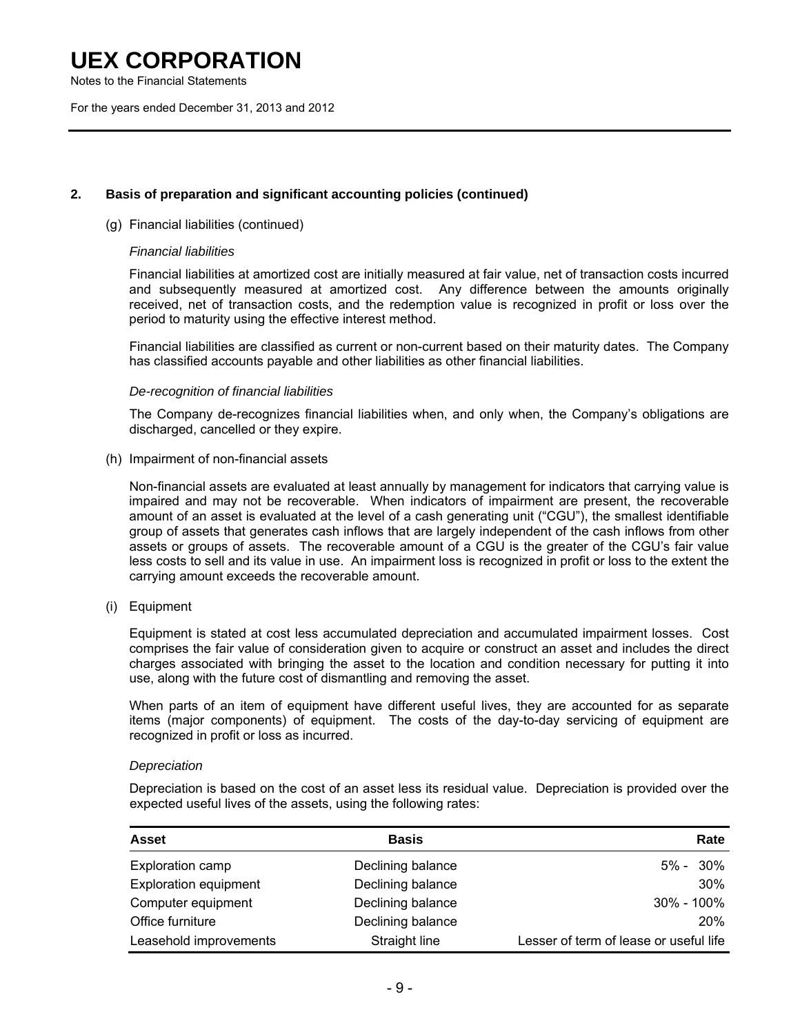## 2. Basis of preparation and significant accounting policies (continued)

(g) Financial liabilities (continued)

*Financial liabilities*

Financial liabilities at amortized cost are initially measured at fair value, net of transaction costs incurred and subsequently measured at amortized cost. Any difference between the amounts originally received, net of transaction costs, and the redemption value is recognized in profit or loss over the period to maturity using the effective interest method.

Financial liabilities are classified as current or non-current based on their maturity dates. The Company has classified accounts payable and other liabilities as other financial liabilities.

*De-recognition of financial liabilities*

The Company de-recognizes financial liabilities when, and only when, the Company's obligations are discharged, cancelled or they expire.

(h) Impairment of non-financial assets

Non-financial assets are evaluated at least annually by management for indicators that carrying value is impaired and may not be recoverable. When indicators of impairment are present, the recoverable amount of an asset is evaluated at the level of a cash generating unit ("CGU"), the smallest identifiable group of assets that generates cash inflows that are largely independent of the cash inflows from other assets or groups of assets. The recoverable amount of a CGU is the greater of the CGU's fair value less costs to sell and its value in use. An impairment loss is recognized in profit or loss to the extent the carrying amount exceeds the recoverable amount.

(i) Equipment

Equipment is stated at cost less accumulated depreciation and accumulated impairment losses. Cost comprises the fair value of consideration given to acquire or construct an asset and includes the direct charges associated with bringing the asset to the location and condition necessary for putting it into use, along with the future cost of dismantling and removing the asset.

When parts of an item of equipment have different useful lives, they are accounted for as separate items (major components) of equipment. The costs of the day-to-day servicing of equipment are recognized in profit or loss as incurred.

*Depreciation*

Depreciation is based on the cost of an asset less its residual value. Depreciation is provided over the expected useful lives of the assets, using the following rates:

| Asset | Basis | Rate |
|---|---|---|
| Exploration camp | Declining balance | 5% - 30% |
| Exploration equipment | Declining balance | 30% |
| Computer equipment | Declining balance | 30% - 100% |
| Office furniture | Declining balance | 20% |
| Leasehold improvements | Straight line | Lesser of term of lease or useful life |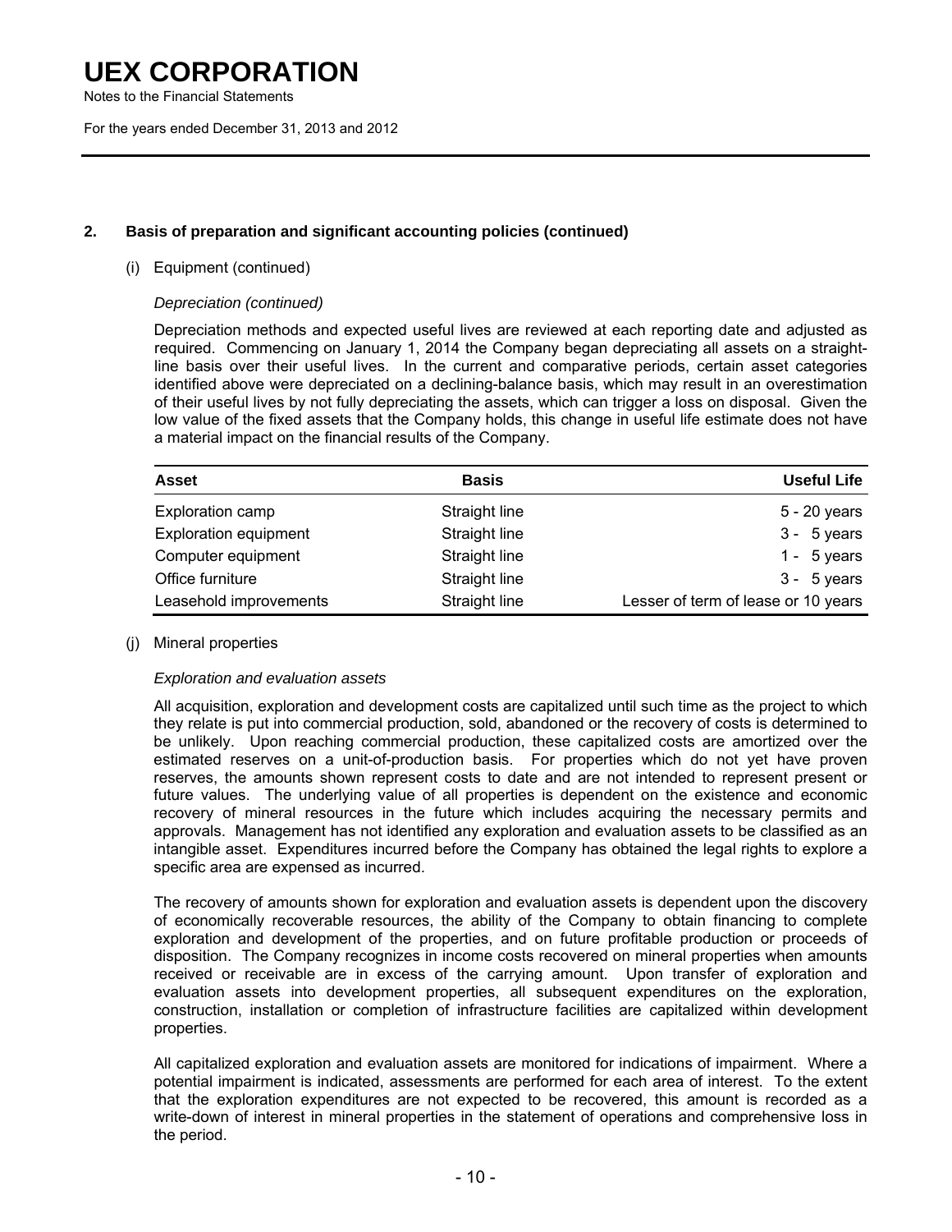## 2. Basis of preparation and significant accounting policies (continued)

(i) Equipment (continued)

*Depreciation (continued)*

Depreciation methods and expected useful lives are reviewed at each reporting date and adjusted as required. Commencing on January 1, 2014 the Company began depreciating all assets on a straight-line basis over their useful lives. In the current and comparative periods, certain asset categories identified above were depreciated on a declining-balance basis, which may result in an overestimation of their useful lives by not fully depreciating the assets, which can trigger a loss on disposal. Given the low value of the fixed assets that the Company holds, this change in useful life estimate does not have a material impact on the financial results of the Company.

| Asset | Basis | Useful Life |
|---|---|---|
| Exploration camp | Straight line | 5 - 20 years |
| Exploration equipment | Straight line | 3 - 5 years |
| Computer equipment | Straight line | 1 - 5 years |
| Office furniture | Straight line | 3 - 5 years |
| Leasehold improvements | Straight line | Lesser of term of lease or 10 years |

(j) Mineral properties

*Exploration and evaluation assets*

All acquisition, exploration and development costs are capitalized until such time as the project to which they relate is put into commercial production, sold, abandoned or the recovery of costs is determined to be unlikely. Upon reaching commercial production, these capitalized costs are amortized over the estimated reserves on a unit-of-production basis. For properties which do not yet have proven reserves, the amounts shown represent costs to date and are not intended to represent present or future values. The underlying value of all properties is dependent on the existence and economic recovery of mineral resources in the future which includes acquiring the necessary permits and approvals. Management has not identified any exploration and evaluation assets to be classified as an intangible asset. Expenditures incurred before the Company has obtained the legal rights to explore a specific area are expensed as incurred.

The recovery of amounts shown for exploration and evaluation assets is dependent upon the discovery of economically recoverable resources, the ability of the Company to obtain financing to complete exploration and development of the properties, and on future profitable production or proceeds of disposition. The Company recognizes in income costs recovered on mineral properties when amounts received or receivable are in excess of the carrying amount. Upon transfer of exploration and evaluation assets into development properties, all subsequent expenditures on the exploration, construction, installation or completion of infrastructure facilities are capitalized within development properties.

All capitalized exploration and evaluation assets are monitored for indications of impairment. Where a potential impairment is indicated, assessments are performed for each area of interest. To the extent that the exploration expenditures are not expected to be recovered, this amount is recorded as a write-down of interest in mineral properties in the statement of operations and comprehensive loss in the period.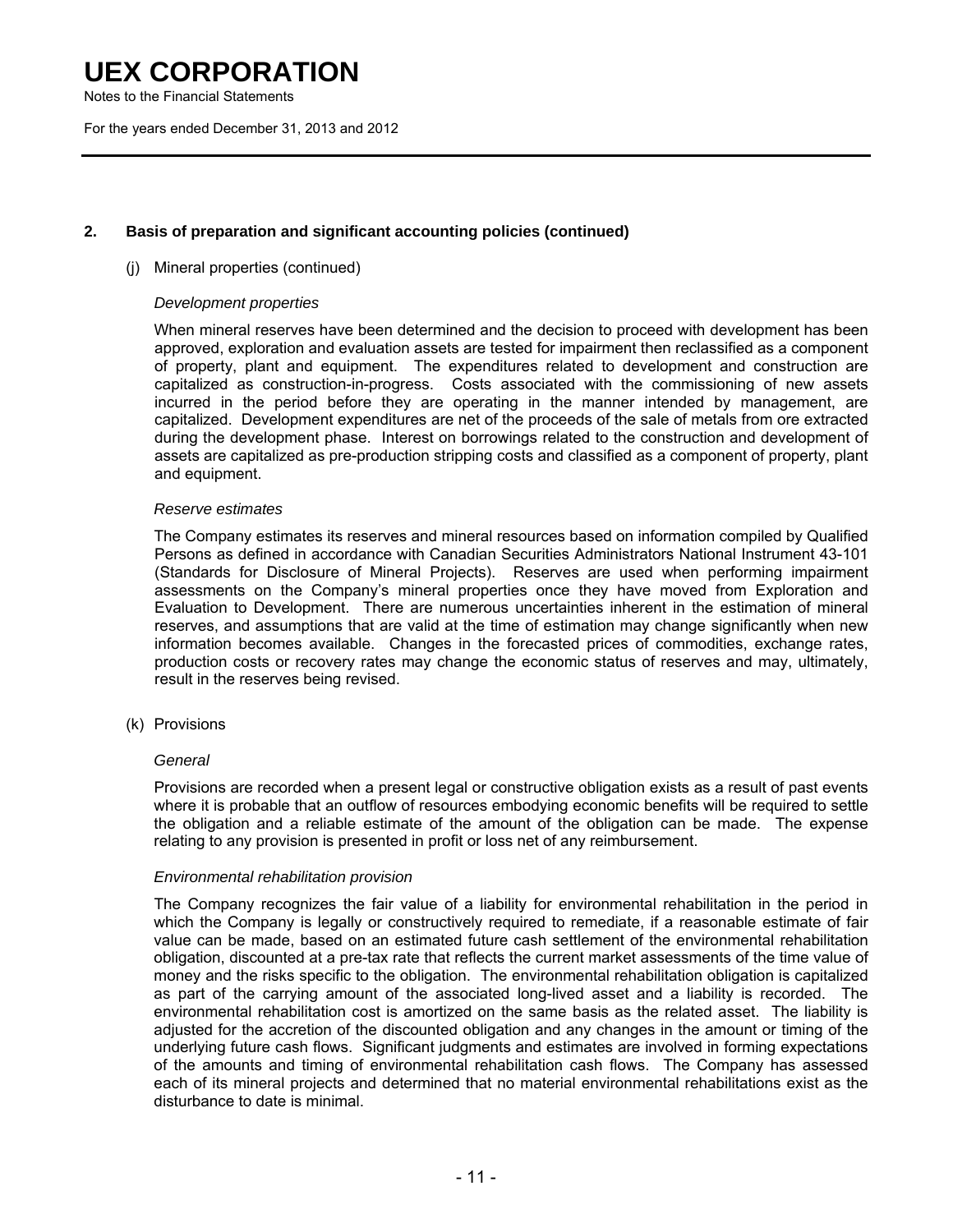## 2. Basis of preparation and significant accounting policies (continued)

(j) Mineral properties (continued)

*Development properties*

When mineral reserves have been determined and the decision to proceed with development has been approved, exploration and evaluation assets are tested for impairment then reclassified as a component of property, plant and equipment. The expenditures related to development and construction are capitalized as construction-in-progress. Costs associated with the commissioning of new assets incurred in the period before they are operating in the manner intended by management, are capitalized. Development expenditures are net of the proceeds of the sale of metals from ore extracted during the development phase. Interest on borrowings related to the construction and development of assets are capitalized as pre-production stripping costs and classified as a component of property, plant and equipment.

*Reserve estimates*

The Company estimates its reserves and mineral resources based on information compiled by Qualified Persons as defined in accordance with Canadian Securities Administrators National Instrument 43-101 (Standards for Disclosure of Mineral Projects). Reserves are used when performing impairment assessments on the Company's mineral properties once they have moved from Exploration and Evaluation to Development. There are numerous uncertainties inherent in the estimation of mineral reserves, and assumptions that are valid at the time of estimation may change significantly when new information becomes available. Changes in the forecasted prices of commodities, exchange rates, production costs or recovery rates may change the economic status of reserves and may, ultimately, result in the reserves being revised.

(k) Provisions

*General*

Provisions are recorded when a present legal or constructive obligation exists as a result of past events where it is probable that an outflow of resources embodying economic benefits will be required to settle the obligation and a reliable estimate of the amount of the obligation can be made. The expense relating to any provision is presented in profit or loss net of any reimbursement.

*Environmental rehabilitation provision*

The Company recognizes the fair value of a liability for environmental rehabilitation in the period in which the Company is legally or constructively required to remediate, if a reasonable estimate of fair value can be made, based on an estimated future cash settlement of the environmental rehabilitation obligation, discounted at a pre-tax rate that reflects the current market assessments of the time value of money and the risks specific to the obligation. The environmental rehabilitation obligation is capitalized as part of the carrying amount of the associated long-lived asset and a liability is recorded. The environmental rehabilitation cost is amortized on the same basis as the related asset. The liability is adjusted for the accretion of the discounted obligation and any changes in the amount or timing of the underlying future cash flows. Significant judgments and estimates are involved in forming expectations of the amounts and timing of environmental rehabilitation cash flows. The Company has assessed each of its mineral projects and determined that no material environmental rehabilitations exist as the disturbance to date is minimal.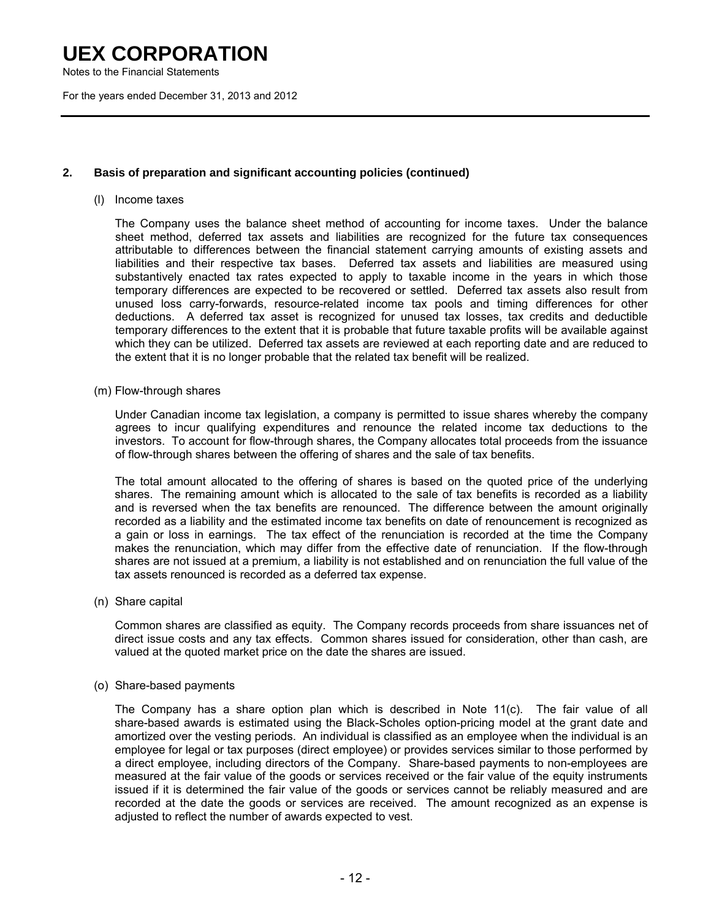## 2. Basis of preparation and significant accounting policies (continued)

(l) Income taxes

The Company uses the balance sheet method of accounting for income taxes. Under the balance sheet method, deferred tax assets and liabilities are recognized for the future tax consequences attributable to differences between the financial statement carrying amounts of existing assets and liabilities and their respective tax bases. Deferred tax assets and liabilities are measured using substantively enacted tax rates expected to apply to taxable income in the years in which those temporary differences are expected to be recovered or settled. Deferred tax assets also result from unused loss carry-forwards, resource-related income tax pools and timing differences for other deductions. A deferred tax asset is recognized for unused tax losses, tax credits and deductible temporary differences to the extent that it is probable that future taxable profits will be available against which they can be utilized. Deferred tax assets are reviewed at each reporting date and are reduced to the extent that it is no longer probable that the related tax benefit will be realized.

(m) Flow-through shares

Under Canadian income tax legislation, a company is permitted to issue shares whereby the company agrees to incur qualifying expenditures and renounce the related income tax deductions to the investors. To account for flow-through shares, the Company allocates total proceeds from the issuance of flow-through shares between the offering of shares and the sale of tax benefits.

The total amount allocated to the offering of shares is based on the quoted price of the underlying shares. The remaining amount which is allocated to the sale of tax benefits is recorded as a liability and is reversed when the tax benefits are renounced. The difference between the amount originally recorded as a liability and the estimated income tax benefits on date of renouncement is recognized as a gain or loss in earnings. The tax effect of the renunciation is recorded at the time the Company makes the renunciation, which may differ from the effective date of renunciation. If the flow-through shares are not issued at a premium, a liability is not established and on renunciation the full value of the tax assets renounced is recorded as a deferred tax expense.

(n) Share capital

Common shares are classified as equity. The Company records proceeds from share issuances net of direct issue costs and any tax effects. Common shares issued for consideration, other than cash, are valued at the quoted market price on the date the shares are issued.

(o) Share-based payments

The Company has a share option plan which is described in Note 11(c). The fair value of all share-based awards is estimated using the Black-Scholes option-pricing model at the grant date and amortized over the vesting periods. An individual is classified as an employee when the individual is an employee for legal or tax purposes (direct employee) or provides services similar to those performed by a direct employee, including directors of the Company. Share-based payments to non-employees are measured at the fair value of the goods or services received or the fair value of the equity instruments issued if it is determined the fair value of the goods or services cannot be reliably measured and are recorded at the date the goods or services are received. The amount recognized as an expense is adjusted to reflect the number of awards expected to vest.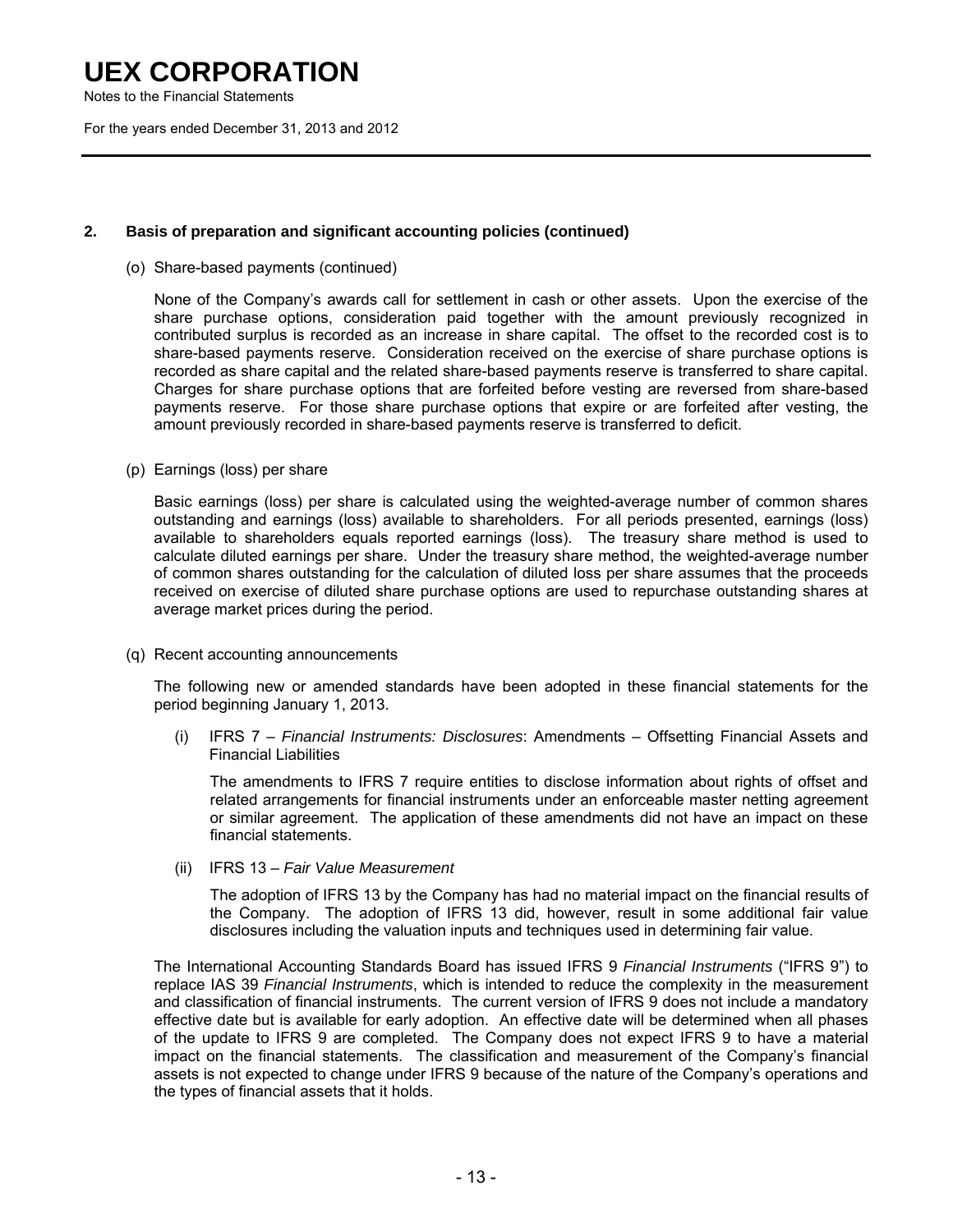## 2. Basis of preparation and significant accounting policies (continued)

(o) Share-based payments (continued)

None of the Company's awards call for settlement in cash or other assets. Upon the exercise of the share purchase options, consideration paid together with the amount previously recognized in contributed surplus is recorded as an increase in share capital. The offset to the recorded cost is to share-based payments reserve. Consideration received on the exercise of share purchase options is recorded as share capital and the related share-based payments reserve is transferred to share capital. Charges for share purchase options that are forfeited before vesting are reversed from share-based payments reserve. For those share purchase options that expire or are forfeited after vesting, the amount previously recorded in share-based payments reserve is transferred to deficit.

(p) Earnings (loss) per share

Basic earnings (loss) per share is calculated using the weighted-average number of common shares outstanding and earnings (loss) available to shareholders. For all periods presented, earnings (loss) available to shareholders equals reported earnings (loss). The treasury share method is used to calculate diluted earnings per share. Under the treasury share method, the weighted-average number of common shares outstanding for the calculation of diluted loss per share assumes that the proceeds received on exercise of diluted share purchase options are used to repurchase outstanding shares at average market prices during the period.

(q) Recent accounting announcements

The following new or amended standards have been adopted in these financial statements for the period beginning January 1, 2013.

(i) IFRS 7 – *Financial Instruments: Disclosures*: Amendments – Offsetting Financial Assets and Financial Liabilities

The amendments to IFRS 7 require entities to disclose information about rights of offset and related arrangements for financial instruments under an enforceable master netting agreement or similar agreement. The application of these amendments did not have an impact on these financial statements.

(ii) IFRS 13 – *Fair Value Measurement*

The adoption of IFRS 13 by the Company has had no material impact on the financial results of the Company. The adoption of IFRS 13 did, however, result in some additional fair value disclosures including the valuation inputs and techniques used in determining fair value.

The International Accounting Standards Board has issued IFRS 9 *Financial Instruments* ("IFRS 9") to replace IAS 39 *Financial Instruments*, which is intended to reduce the complexity in the measurement and classification of financial instruments. The current version of IFRS 9 does not include a mandatory effective date but is available for early adoption. An effective date will be determined when all phases of the update to IFRS 9 are completed. The Company does not expect IFRS 9 to have a material impact on the financial statements. The classification and measurement of the Company's financial assets is not expected to change under IFRS 9 because of the nature of the Company's operations and the types of financial assets that it holds.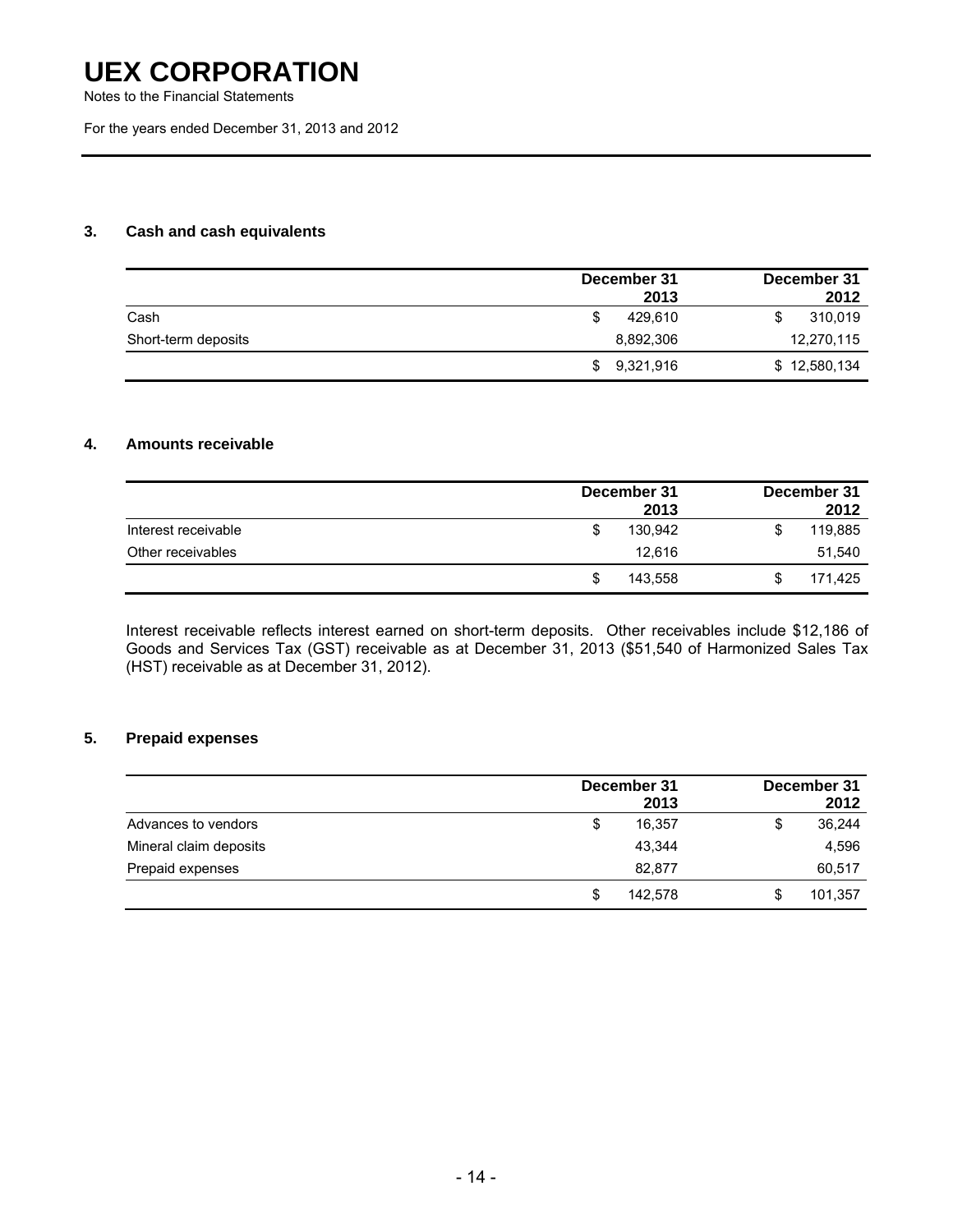# UEX CORPORATION

Notes to the Financial Statements

For the years ended December 31, 2013 and 2012

### 3. Cash and cash equivalents

| | December 31 2013 | December 31 2012 |
|---|---|---|
| Cash | $ 429,610 | $ 310,019 |
| Short-term deposits | 8,892,306 | 12,270,115 |
| | $ 9,321,916 | $ 12,580,134 |

### 4. Amounts receivable

| | December 31 2013 | December 31 2012 |
|---|---|---|
| Interest receivable | $ 130,942 | $ 119,885 |
| Other receivables | 12,616 | 51,540 |
| | $ 143,558 | $ 171,425 |

Interest receivable reflects interest earned on short-term deposits. Other receivables include $12,186 of Goods and Services Tax (GST) receivable as at December 31, 2013 ($51,540 of Harmonized Sales Tax (HST) receivable as at December 31, 2012).

### 5. Prepaid expenses

| | December 31 2013 | December 31 2012 |
|---|---|---|
| Advances to vendors | $ 16,357 | $ 36,244 |
| Mineral claim deposits | 43,344 | 4,596 |
| Prepaid expenses | 82,877 | 60,517 |
| | $ 142,578 | $ 101,357 |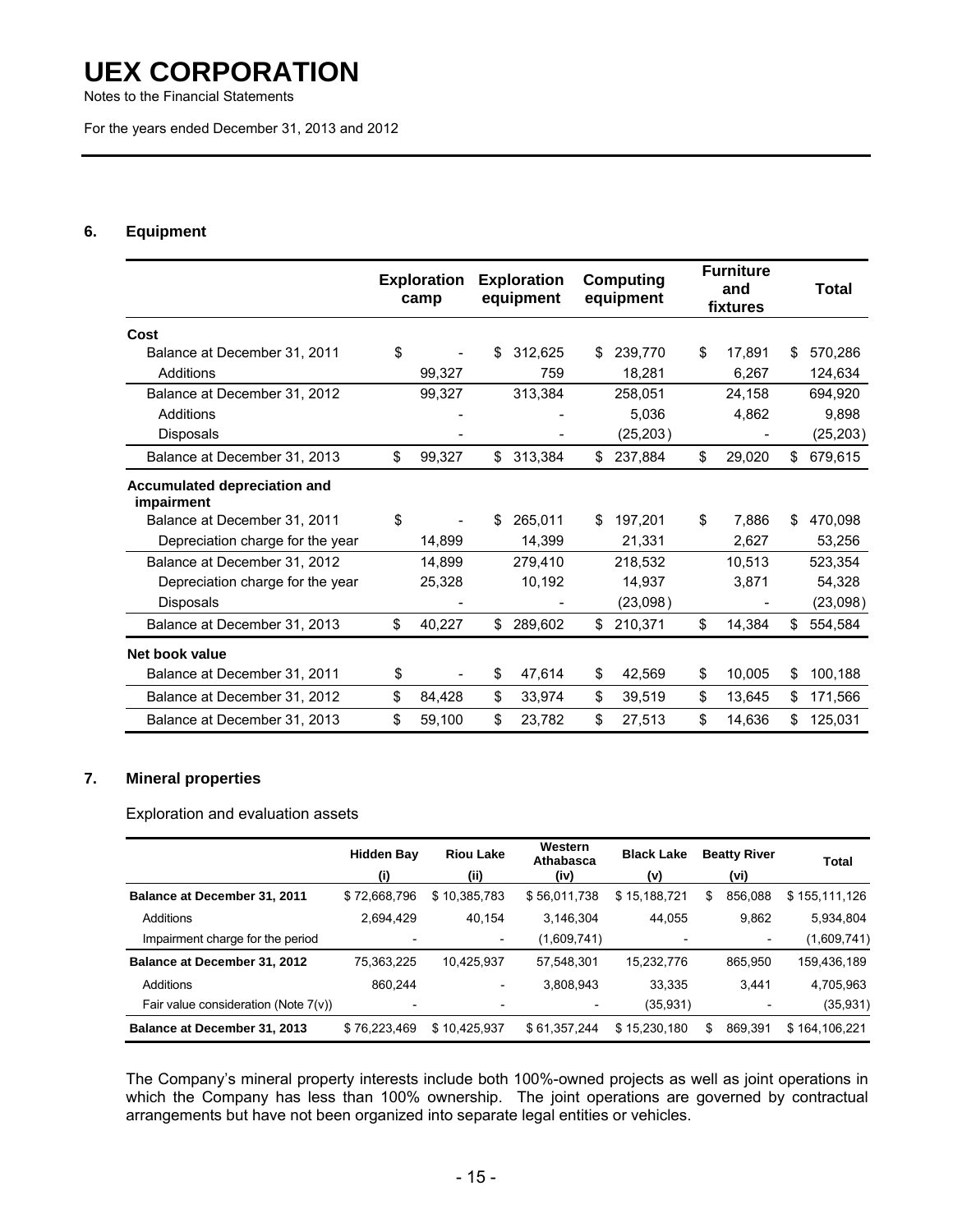## 6. Equipment

| | Exploration camp | Exploration equipment | Computing equipment | Furniture and fixtures | Total |
|---|---|---|---|---|---|
| **Cost** | | | | | |
| Balance at December 31, 2011 | $ - | $ 312,625 | $ 239,770 | $ 17,891 | $ 570,286 |
| Additions | 99,327 | 759 | 18,281 | 6,267 | 124,634 |
| Balance at December 31, 2012 | 99,327 | 313,384 | 258,051 | 24,158 | 694,920 |
| Additions | - | - | 5,036 | 4,862 | 9,898 |
| Disposals | - | - | (25,203) | - | (25,203) |
| Balance at December 31, 2013 | $ 99,327 | $ 313,384 | $ 237,884 | $ 29,020 | $ 679,615 |
| **Accumulated depreciation and impairment** | | | | | |
| Balance at December 31, 2011 | $ - | $ 265,011 | $ 197,201 | $ 7,886 | $ 470,098 |
| Depreciation charge for the year | 14,899 | 14,399 | 21,331 | 2,627 | 53,256 |
| Balance at December 31, 2012 | 14,899 | 279,410 | 218,532 | 10,513 | 523,354 |
| Depreciation charge for the year | 25,328 | 10,192 | 14,937 | 3,871 | 54,328 |
| Disposals | - | - | (23,098) | - | (23,098) |
| Balance at December 31, 2013 | $ 40,227 | $ 289,602 | $ 210,371 | $ 14,384 | $ 554,584 |
| **Net book value** | | | | | |
| Balance at December 31, 2011 | $ - | $ 47,614 | $ 42,569 | $ 10,005 | $ 100,188 |
| Balance at December 31, 2012 | $ 84,428 | $ 33,974 | $ 39,519 | $ 13,645 | $ 171,566 |
| Balance at December 31, 2013 | $ 59,100 | $ 23,782 | $ 27,513 | $ 14,636 | $ 125,031 |

## 7. Mineral properties

Exploration and evaluation assets

| | Hidden Bay (i) | Riou Lake (ii) | Western Athabasca (iv) | Black Lake (v) | Beatty River (vi) | Total |
|---|---|---|---|---|---|---|
| **Balance at December 31, 2011** | $ 72,668,796 | $ 10,385,783 | $ 56,011,738 | $ 15,188,721 | $ 856,088 | $ 155,111,126 |
| Additions | 2,694,429 | 40,154 | 3,146,304 | 44,055 | 9,862 | 5,934,804 |
| Impairment charge for the period | - | - | (1,609,741) | - | - | (1,609,741) |
| **Balance at December 31, 2012** | 75,363,225 | 10,425,937 | 57,548,301 | 15,232,776 | 865,950 | 159,436,189 |
| Additions | 860,244 | - | 3,808,943 | 33,335 | 3,441 | 4,705,963 |
| Fair value consideration (Note 7(v)) | - | - | - | (35,931) | - | (35,931) |
| **Balance at December 31, 2013** | $ 76,223,469 | $ 10,425,937 | $ 61,357,244 | $ 15,230,180 | $ 869,391 | $ 164,106,221 |

The Company's mineral property interests include both 100%-owned projects as well as joint operations in which the Company has less than 100% ownership. The joint operations are governed by contractual arrangements but have not been organized into separate legal entities or vehicles.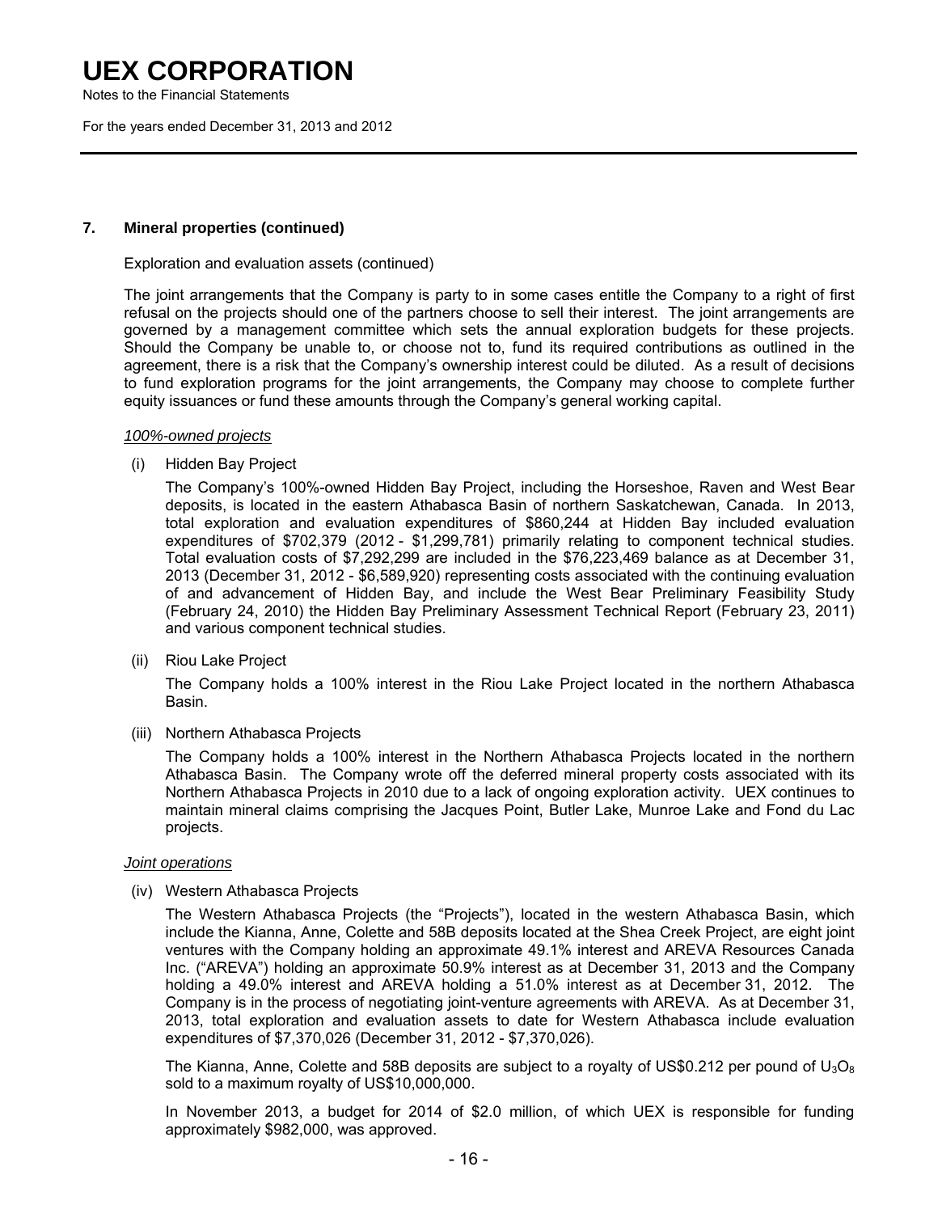# 7. Mineral properties (continued)

Exploration and evaluation assets (continued)

The joint arrangements that the Company is party to in some cases entitle the Company to a right of first refusal on the projects should one of the partners choose to sell their interest. The joint arrangements are governed by a management committee which sets the annual exploration budgets for these projects. Should the Company be unable to, or choose not to, fund its required contributions as outlined in the agreement, there is a risk that the Company's ownership interest could be diluted. As a result of decisions to fund exploration programs for the joint arrangements, the Company may choose to complete further equity issuances or fund these amounts through the Company's general working capital.

*100%-owned projects*

(i) Hidden Bay Project

The Company's 100%-owned Hidden Bay Project, including the Horseshoe, Raven and West Bear deposits, is located in the eastern Athabasca Basin of northern Saskatchewan, Canada. In 2013, total exploration and evaluation expenditures of $860,244 at Hidden Bay included evaluation expenditures of $702,379 (2012 - $1,299,781) primarily relating to component technical studies. Total evaluation costs of $7,292,299 are included in the $76,223,469 balance as at December 31, 2013 (December 31, 2012 - $6,589,920) representing costs associated with the continuing evaluation of and advancement of Hidden Bay, and include the West Bear Preliminary Feasibility Study (February 24, 2010) the Hidden Bay Preliminary Assessment Technical Report (February 23, 2011) and various component technical studies.

(ii) Riou Lake Project

The Company holds a 100% interest in the Riou Lake Project located in the northern Athabasca Basin.

(iii) Northern Athabasca Projects

The Company holds a 100% interest in the Northern Athabasca Projects located in the northern Athabasca Basin. The Company wrote off the deferred mineral property costs associated with its Northern Athabasca Projects in 2010 due to a lack of ongoing exploration activity. UEX continues to maintain mineral claims comprising the Jacques Point, Butler Lake, Munroe Lake and Fond du Lac projects.

*Joint operations*

(iv) Western Athabasca Projects

The Western Athabasca Projects (the "Projects"), located in the western Athabasca Basin, which include the Kianna, Anne, Colette and 58B deposits located at the Shea Creek Project, are eight joint ventures with the Company holding an approximate 49.1% interest and AREVA Resources Canada Inc. ("AREVA") holding an approximate 50.9% interest as at December 31, 2013 and the Company holding a 49.0% interest and AREVA holding a 51.0% interest as at December 31, 2012. The Company is in the process of negotiating joint-venture agreements with AREVA. As at December 31, 2013, total exploration and evaluation assets to date for Western Athabasca include evaluation expenditures of $7,370,026 (December 31, 2012 - $7,370,026).

The Kianna, Anne, Colette and 58B deposits are subject to a royalty of US$0.212 per pound of $U_3O_8$ sold to a maximum royalty of US$10,000,000.

In November 2013, a budget for 2014 of $2.0 million, of which UEX is responsible for funding approximately $982,000, was approved.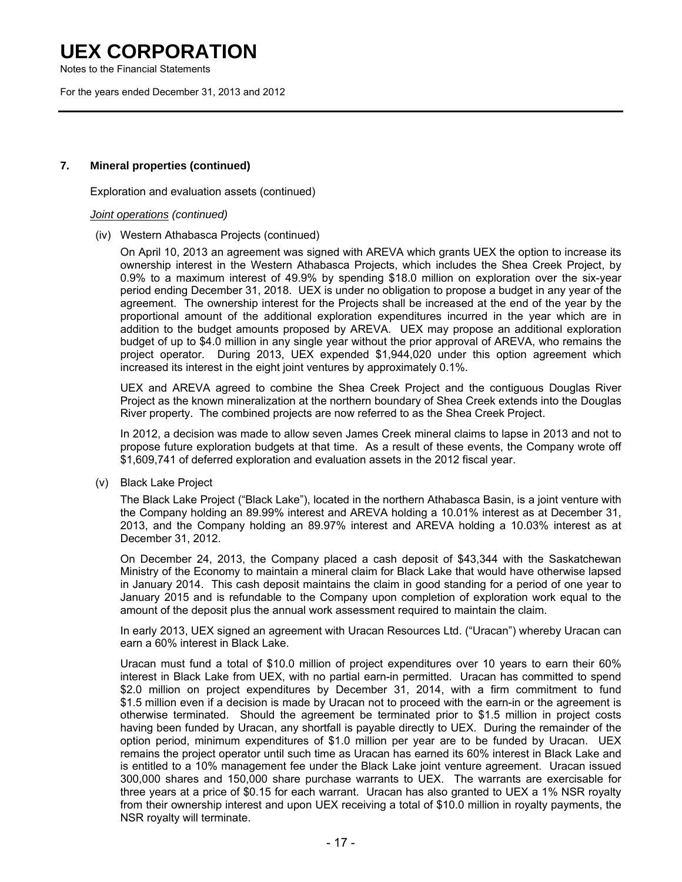## 7. Mineral properties (continued)

Exploration and evaluation assets (continued)

*Joint operations (continued)*

(iv) Western Athabasca Projects (continued)

On April 10, 2013 an agreement was signed with AREVA which grants UEX the option to increase its ownership interest in the Western Athabasca Projects, which includes the Shea Creek Project, by 0.9% to a maximum interest of 49.9% by spending $18.0 million on exploration over the six-year period ending December 31, 2018. UEX is under no obligation to propose a budget in any year of the agreement. The ownership interest for the Projects shall be increased at the end of the year by the proportional amount of the additional exploration expenditures incurred in the year which are in addition to the budget amounts proposed by AREVA. UEX may propose an additional exploration budget of up to $4.0 million in any single year without the prior approval of AREVA, who remains the project operator. During 2013, UEX expended $1,944,020 under this option agreement which increased its interest in the eight joint ventures by approximately 0.1%.

UEX and AREVA agreed to combine the Shea Creek Project and the contiguous Douglas River Project as the known mineralization at the northern boundary of Shea Creek extends into the Douglas River property. The combined projects are now referred to as the Shea Creek Project.

In 2012, a decision was made to allow seven James Creek mineral claims to lapse in 2013 and not to propose future exploration budgets at that time. As a result of these events, the Company wrote off $1,609,741 of deferred exploration and evaluation assets in the 2012 fiscal year.

(v) Black Lake Project

The Black Lake Project ("Black Lake"), located in the northern Athabasca Basin, is a joint venture with the Company holding an 89.99% interest and AREVA holding a 10.01% interest as at December 31, 2013, and the Company holding an 89.97% interest and AREVA holding a 10.03% interest as at December 31, 2012.

On December 24, 2013, the Company placed a cash deposit of $43,344 with the Saskatchewan Ministry of the Economy to maintain a mineral claim for Black Lake that would have otherwise lapsed in January 2014. This cash deposit maintains the claim in good standing for a period of one year to January 2015 and is refundable to the Company upon completion of exploration work equal to the amount of the deposit plus the annual work assessment required to maintain the claim.

In early 2013, UEX signed an agreement with Uracan Resources Ltd. ("Uracan") whereby Uracan can earn a 60% interest in Black Lake.

Uracan must fund a total of $10.0 million of project expenditures over 10 years to earn their 60% interest in Black Lake from UEX, with no partial earn-in permitted. Uracan has committed to spend $2.0 million on project expenditures by December 31, 2014, with a firm commitment to fund $1.5 million even if a decision is made by Uracan not to proceed with the earn-in or the agreement is otherwise terminated. Should the agreement be terminated prior to $1.5 million in project costs having been funded by Uracan, any shortfall is payable directly to UEX. During the remainder of the option period, minimum expenditures of $1.0 million per year are to be funded by Uracan. UEX remains the project operator until such time as Uracan has earned its 60% interest in Black Lake and is entitled to a 10% management fee under the Black Lake joint venture agreement. Uracan issued 300,000 shares and 150,000 share purchase warrants to UEX. The warrants are exercisable for three years at a price of $0.15 for each warrant. Uracan has also granted to UEX a 1% NSR royalty from their ownership interest and upon UEX receiving a total of $10.0 million in royalty payments, the NSR royalty will terminate.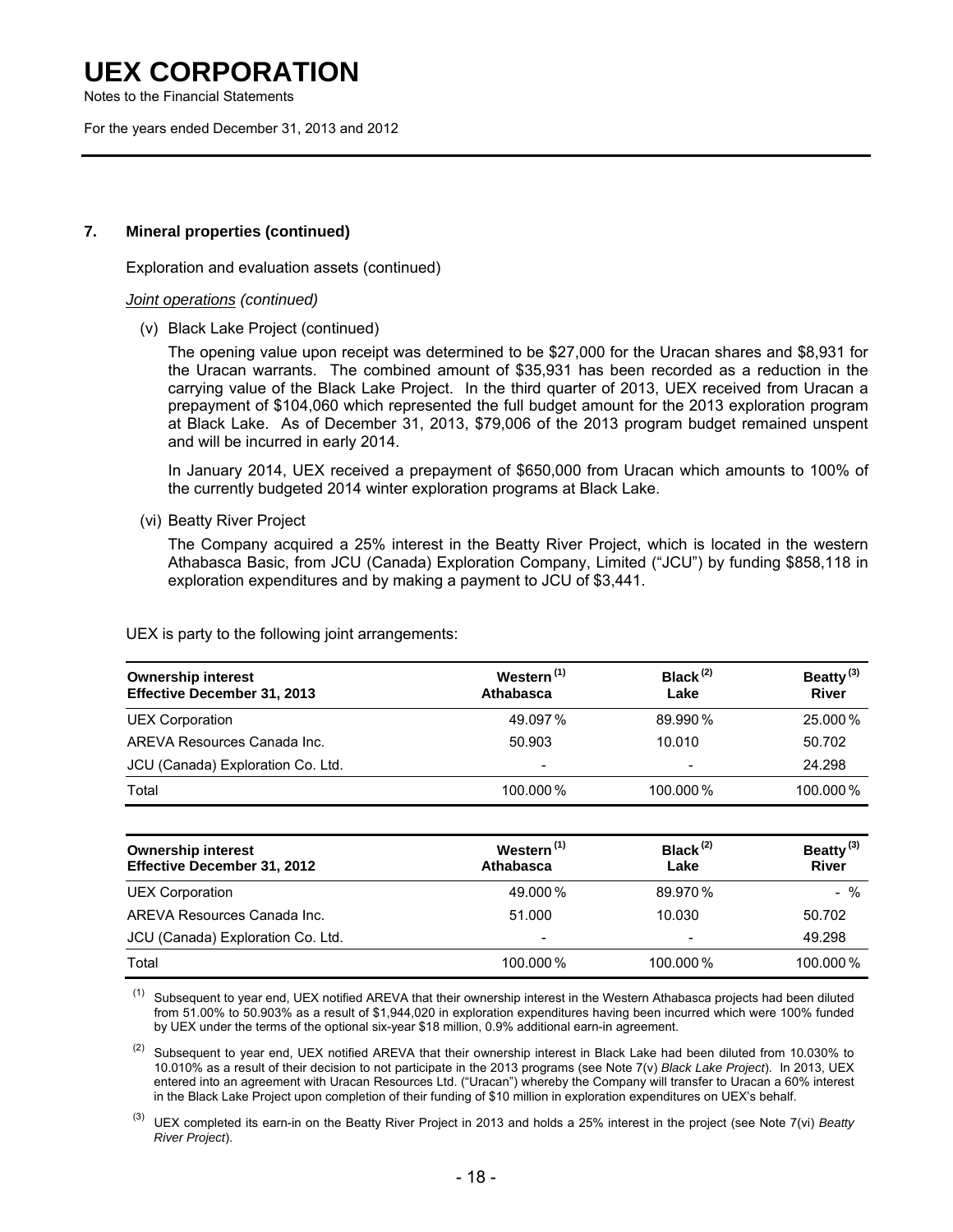## 7. Mineral properties (continued)

Exploration and evaluation assets (continued)

*Joint operations (continued)*

(v) Black Lake Project (continued)

The opening value upon receipt was determined to be $27,000 for the Uracan shares and $8,931 for the Uracan warrants. The combined amount of $35,931 has been recorded as a reduction in the carrying value of the Black Lake Project. In the third quarter of 2013, UEX received from Uracan a prepayment of $104,060 which represented the full budget amount for the 2013 exploration program at Black Lake. As of December 31, 2013, $79,006 of the 2013 program budget remained unspent and will be incurred in early 2014.

In January 2014, UEX received a prepayment of $650,000 from Uracan which amounts to 100% of the currently budgeted 2014 winter exploration programs at Black Lake.

(vi) Beatty River Project

The Company acquired a 25% interest in the Beatty River Project, which is located in the western Athabasca Basic, from JCU (Canada) Exploration Company, Limited ("JCU") by funding $858,118 in exploration expenditures and by making a payment to JCU of $3,441.

UEX is party to the following joint arrangements:

| Ownership interest Effective December 31, 2013 | Western [1] Athabasca | Black [2] Lake | Beatty [3] River |
|---|---|---|---|
| UEX Corporation | 49.097 % | 89.990 % | 25.000 % |
| AREVA Resources Canada Inc. | 50.903 | 10.010 | 50.702 |
| JCU (Canada) Exploration Co. Ltd. | - | - | 24.298 |
| Total | 100.000 % | 100.000 % | 100.000 % |

| Ownership interest Effective December 31, 2012 | Western [1] Athabasca | Black [2] Lake | Beatty [3] River |
|---|---|---|---|
| UEX Corporation | 49.000 % | 89.970 % | - % |
| AREVA Resources Canada Inc. | 51.000 | 10.030 | 50.702 |
| JCU (Canada) Exploration Co. Ltd. | - | - | 49.298 |
| Total | 100.000 % | 100.000 % | 100.000 % |

[1] Subsequent to year end, UEX notified AREVA that their ownership interest in the Western Athabasca projects had been diluted from 51.00% to 50.903% as a result of $1,944,020 in exploration expenditures having been incurred which were 100% funded by UEX under the terms of the optional six-year $18 million, 0.9% additional earn-in agreement.

[2] Subsequent to year end, UEX notified AREVA that their ownership interest in Black Lake had been diluted from 10.030% to 10.010% as a result of their decision to not participate in the 2013 programs (see Note 7(v) *Black Lake Project*). In 2013, UEX entered into an agreement with Uracan Resources Ltd. ("Uracan") whereby the Company will transfer to Uracan a 60% interest in the Black Lake Project upon completion of their funding of $10 million in exploration expenditures on UEX's behalf.

[3] UEX completed its earn-in on the Beatty River Project in 2013 and holds a 25% interest in the project (see Note 7(vi) *Beatty River Project*).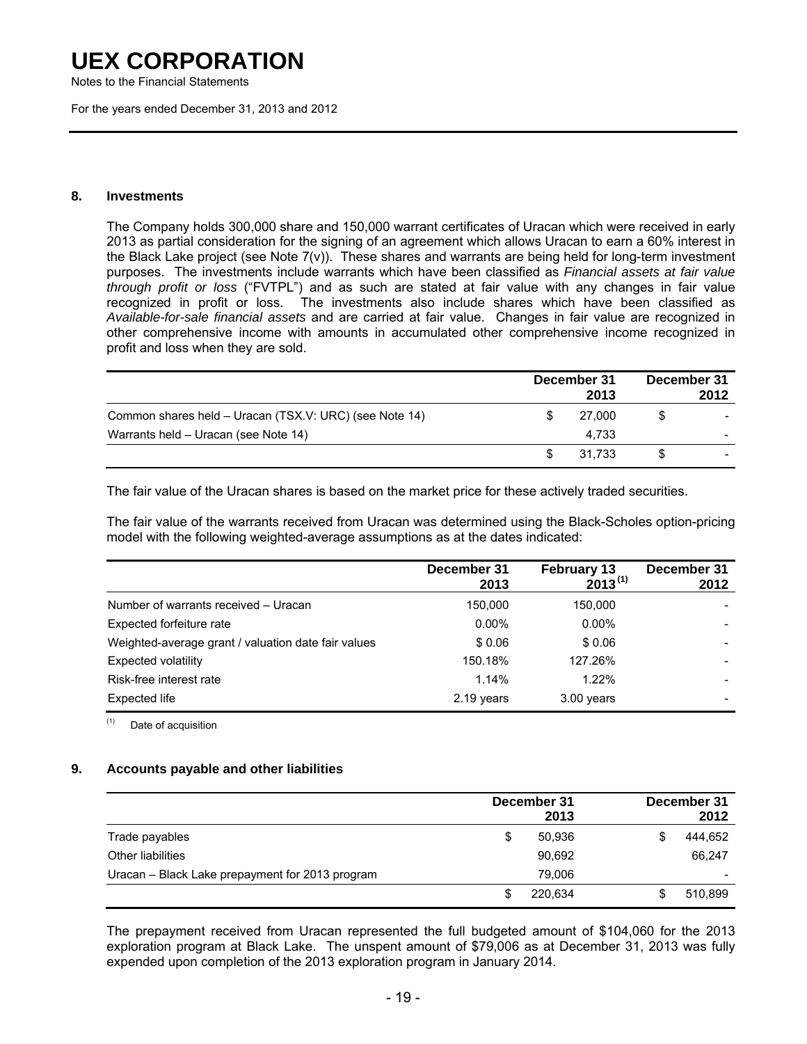# UEX CORPORATION

Notes to the Financial Statements

For the years ended December 31, 2013 and 2012

## 8. Investments

The Company holds 300,000 share and 150,000 warrant certificates of Uracan which were received in early 2013 as partial consideration for the signing of an agreement which allows Uracan to earn a 60% interest in the Black Lake project (see Note 7(v)). These shares and warrants are being held for long-term investment purposes. The investments include warrants which have been classified as *Financial assets at fair value through profit or loss* ("FVTPL") and as such are stated at fair value with any changes in fair value recognized in profit or loss. The investments also include shares which have been classified as *Available-for-sale financial assets* and are carried at fair value. Changes in fair value are recognized in other comprehensive income with amounts in accumulated other comprehensive income recognized in profit and loss when they are sold.

| | December 31 2013 | December 31 2012 |
|---|---|---|
| Common shares held – Uracan (TSX.V: URC) (see Note 14) | $ 27,000 | $ - |
| Warrants held – Uracan (see Note 14) | 4,733 | - |
| | $ 31,733 | $ - |

The fair value of the Uracan shares is based on the market price for these actively traded securities.

The fair value of the warrants received from Uracan was determined using the Black-Scholes option-pricing model with the following weighted-average assumptions as at the dates indicated:

| | December 31 2013 | February 13 2013 [(1)] | December 31 2012 |
|---|---|---|---|
| Number of warrants received – Uracan | 150,000 | 150,000 | - |
| Expected forfeiture rate | 0.00% | 0.00% | - |
| Weighted-average grant / valuation date fair values | $ 0.06 | $ 0.06 | - |
| Expected volatility | 150.18% | 127.26% | - |
| Risk-free interest rate | 1.14% | 1.22% | - |
| Expected life | 2.19 years | 3.00 years | - |

(1) Date of acquisition

## 9. Accounts payable and other liabilities

| | December 31 2013 | December 31 2012 |
|---|---|---|
| Trade payables | $ 50,936 | $ 444,652 |
| Other liabilities | 90,692 | 66,247 |
| Uracan – Black Lake prepayment for 2013 program | 79,006 | - |
| | $ 220,634 | $ 510,899 |

The prepayment received from Uracan represented the full budgeted amount of $104,060 for the 2013 exploration program at Black Lake. The unspent amount of $79,006 as at December 31, 2013 was fully expended upon completion of the 2013 exploration program in January 2014.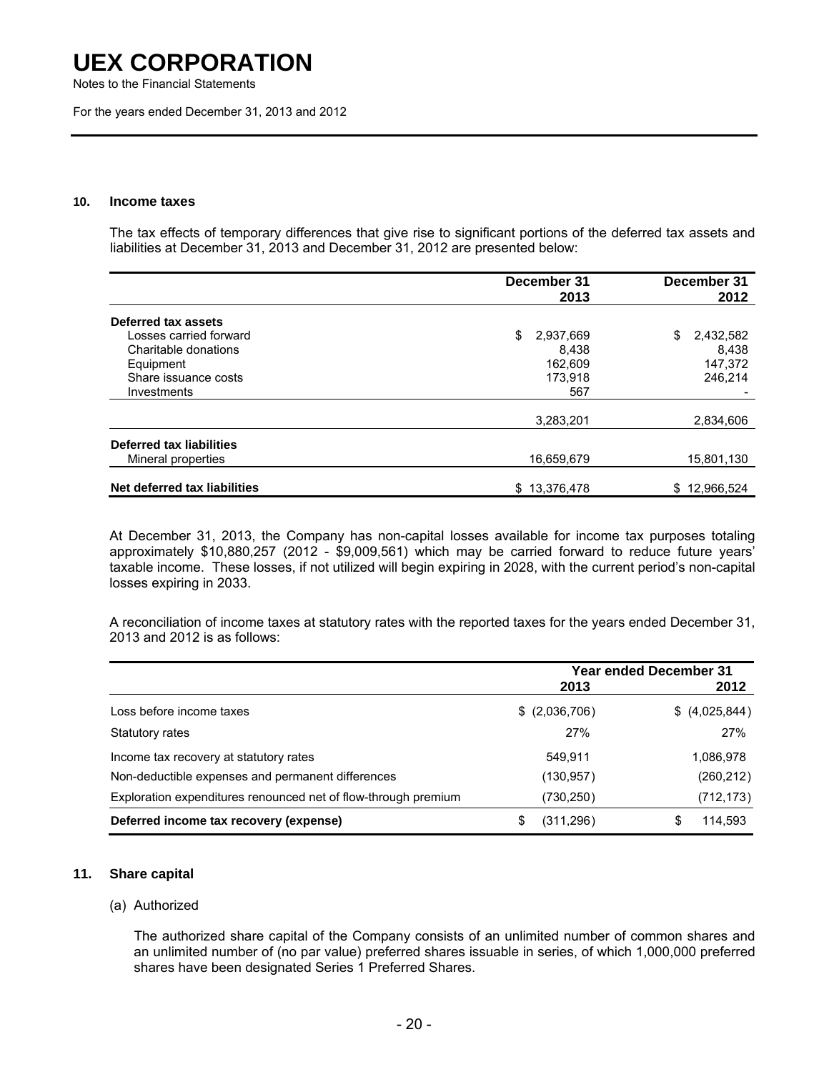# UEX CORPORATION

Notes to the Financial Statements

For the years ended December 31, 2013 and 2012

### 10. Income taxes

The tax effects of temporary differences that give rise to significant portions of the deferred tax assets and liabilities at December 31, 2013 and December 31, 2012 are presented below:

| | December 31 2013 | December 31 2012 |
|---|---|---|
| **Deferred tax assets** | | |
| Losses carried forward | $ 2,937,669 | $ 2,432,582 |
| Charitable donations | 8,438 | 8,438 |
| Equipment | 162,609 | 147,372 |
| Share issuance costs | 173,918 | 246,214 |
| Investments | 567 | - |
| | 3,283,201 | 2,834,606 |
| **Deferred tax liabilities** | | |
| Mineral properties | 16,659,679 | 15,801,130 |
| **Net deferred tax liabilities** | $ 13,376,478 | $ 12,966,524 |

At December 31, 2013, the Company has non-capital losses available for income tax purposes totaling approximately $10,880,257 (2012 - $9,009,561) which may be carried forward to reduce future years' taxable income. These losses, if not utilized will begin expiring in 2028, with the current period's non-capital losses expiring in 2033.

A reconciliation of income taxes at statutory rates with the reported taxes for the years ended December 31, 2013 and 2012 is as follows:

| | Year ended December 31 2013 | 2012 |
|---|---|---|
| Loss before income taxes | $ (2,036,706) | $ (4,025,844) |
| Statutory rates | 27% | 27% |
| Income tax recovery at statutory rates | 549,911 | 1,086,978 |
| Non-deductible expenses and permanent differences | (130,957) | (260,212) |
| Exploration expenditures renounced net of flow-through premium | (730,250) | (712,173) |
| **Deferred income tax recovery (expense)** | $ (311,296) | $ 114,593 |

### 11. Share capital

(a) Authorized

The authorized share capital of the Company consists of an unlimited number of common shares and an unlimited number of (no par value) preferred shares issuable in series, of which 1,000,000 preferred shares have been designated Series 1 Preferred Shares.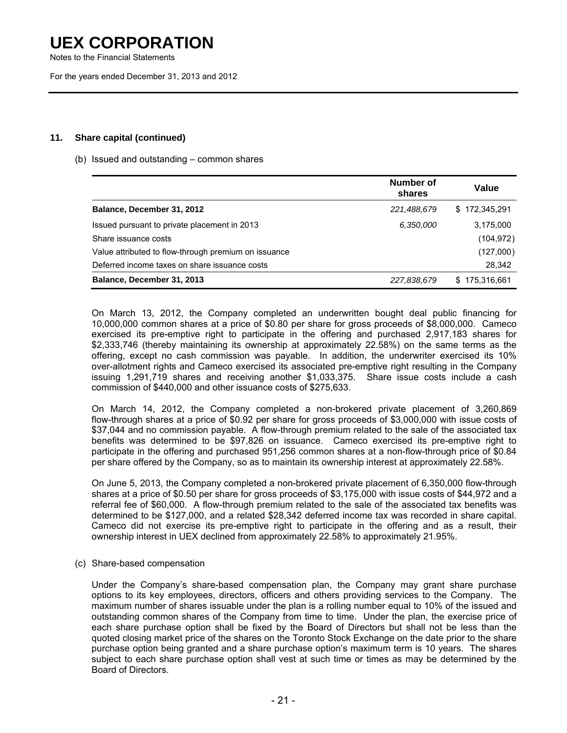## 11. Share capital (continued)

(b) Issued and outstanding – common shares

| | Number of shares | Value |
|---|---|---|
| **Balance, December 31, 2012** | *221,488,679* | $ 172,345,291 |
| Issued pursuant to private placement in 2013 | *6,350,000* | 3,175,000 |
| Share issuance costs | | (104,972) |
| Value attributed to flow-through premium on issuance | | (127,000) |
| Deferred income taxes on share issuance costs | | 28,342 |
| **Balance, December 31, 2013** | *227,838,679* | $ 175,316,661 |

On March 13, 2012, the Company completed an underwritten bought deal public financing for 10,000,000 common shares at a price of $0.80 per share for gross proceeds of $8,000,000. Cameco exercised its pre-emptive right to participate in the offering and purchased 2,917,183 shares for $2,333,746 (thereby maintaining its ownership at approximately 22.58%) on the same terms as the offering, except no cash commission was payable. In addition, the underwriter exercised its 10% over-allotment rights and Cameco exercised its associated pre-emptive right resulting in the Company issuing 1,291,719 shares and receiving another $1,033,375. Share issue costs include a cash commission of $440,000 and other issuance costs of $275,633.

On March 14, 2012, the Company completed a non-brokered private placement of 3,260,869 flow-through shares at a price of $0.92 per share for gross proceeds of $3,000,000 with issue costs of $37,044 and no commission payable. A flow-through premium related to the sale of the associated tax benefits was determined to be $97,826 on issuance. Cameco exercised its pre-emptive right to participate in the offering and purchased 951,256 common shares at a non-flow-through price of $0.84 per share offered by the Company, so as to maintain its ownership interest at approximately 22.58%.

On June 5, 2013, the Company completed a non-brokered private placement of 6,350,000 flow-through shares at a price of $0.50 per share for gross proceeds of $3,175,000 with issue costs of $44,972 and a referral fee of $60,000. A flow-through premium related to the sale of the associated tax benefits was determined to be $127,000, and a related $28,342 deferred income tax was recorded in share capital. Cameco did not exercise its pre-emptive right to participate in the offering and as a result, their ownership interest in UEX declined from approximately 22.58% to approximately 21.95%.

(c) Share-based compensation

Under the Company's share-based compensation plan, the Company may grant share purchase options to its key employees, directors, officers and others providing services to the Company. The maximum number of shares issuable under the plan is a rolling number equal to 10% of the issued and outstanding common shares of the Company from time to time. Under the plan, the exercise price of each share purchase option shall be fixed by the Board of Directors but shall not be less than the quoted closing market price of the shares on the Toronto Stock Exchange on the date prior to the share purchase option being granted and a share purchase option's maximum term is 10 years. The shares subject to each share purchase option shall vest at such time or times as may be determined by the Board of Directors.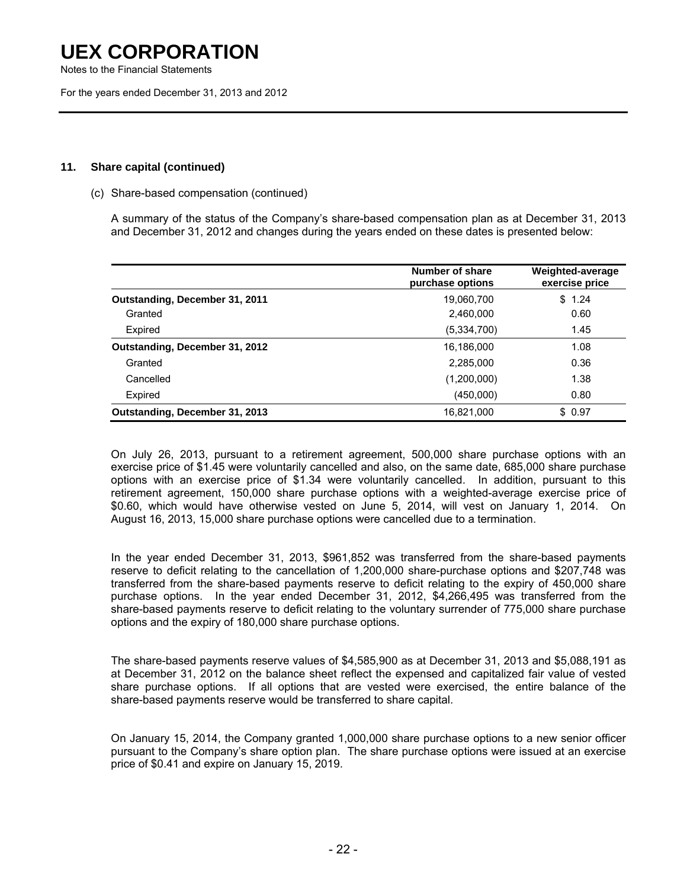### 11. Share capital (continued)

(c) Share-based compensation (continued)

A summary of the status of the Company's share-based compensation plan as at December 31, 2013 and December 31, 2012 and changes during the years ended on these dates is presented below:

| | Number of share purchase options | Weighted-average exercise price |
|---|---|---|
| **Outstanding, December 31, 2011** | 19,060,700 | $ 1.24 |
| Granted | 2,460,000 | 0.60 |
| Expired | (5,334,700) | 1.45 |
| **Outstanding, December 31, 2012** | 16,186,000 | 1.08 |
| Granted | 2,285,000 | 0.36 |
| Cancelled | (1,200,000) | 1.38 |
| Expired | (450,000) | 0.80 |
| **Outstanding, December 31, 2013** | 16,821,000 | $ 0.97 |

On July 26, 2013, pursuant to a retirement agreement, 500,000 share purchase options with an exercise price of $1.45 were voluntarily cancelled and also, on the same date, 685,000 share purchase options with an exercise price of $1.34 were voluntarily cancelled. In addition, pursuant to this retirement agreement, 150,000 share purchase options with a weighted-average exercise price of $0.60, which would have otherwise vested on June 5, 2014, will vest on January 1, 2014. On August 16, 2013, 15,000 share purchase options were cancelled due to a termination.

In the year ended December 31, 2013, $961,852 was transferred from the share-based payments reserve to deficit relating to the cancellation of 1,200,000 share-purchase options and $207,748 was transferred from the share-based payments reserve to deficit relating to the expiry of 450,000 share purchase options. In the year ended December 31, 2012, $4,266,495 was transferred from the share-based payments reserve to deficit relating to the voluntary surrender of 775,000 share purchase options and the expiry of 180,000 share purchase options.

The share-based payments reserve values of $4,585,900 as at December 31, 2013 and $5,088,191 as at December 31, 2012 on the balance sheet reflect the expensed and capitalized fair value of vested share purchase options. If all options that are vested were exercised, the entire balance of the share-based payments reserve would be transferred to share capital.

On January 15, 2014, the Company granted 1,000,000 share purchase options to a new senior officer pursuant to the Company's share option plan. The share purchase options were issued at an exercise price of $0.41 and expire on January 15, 2019.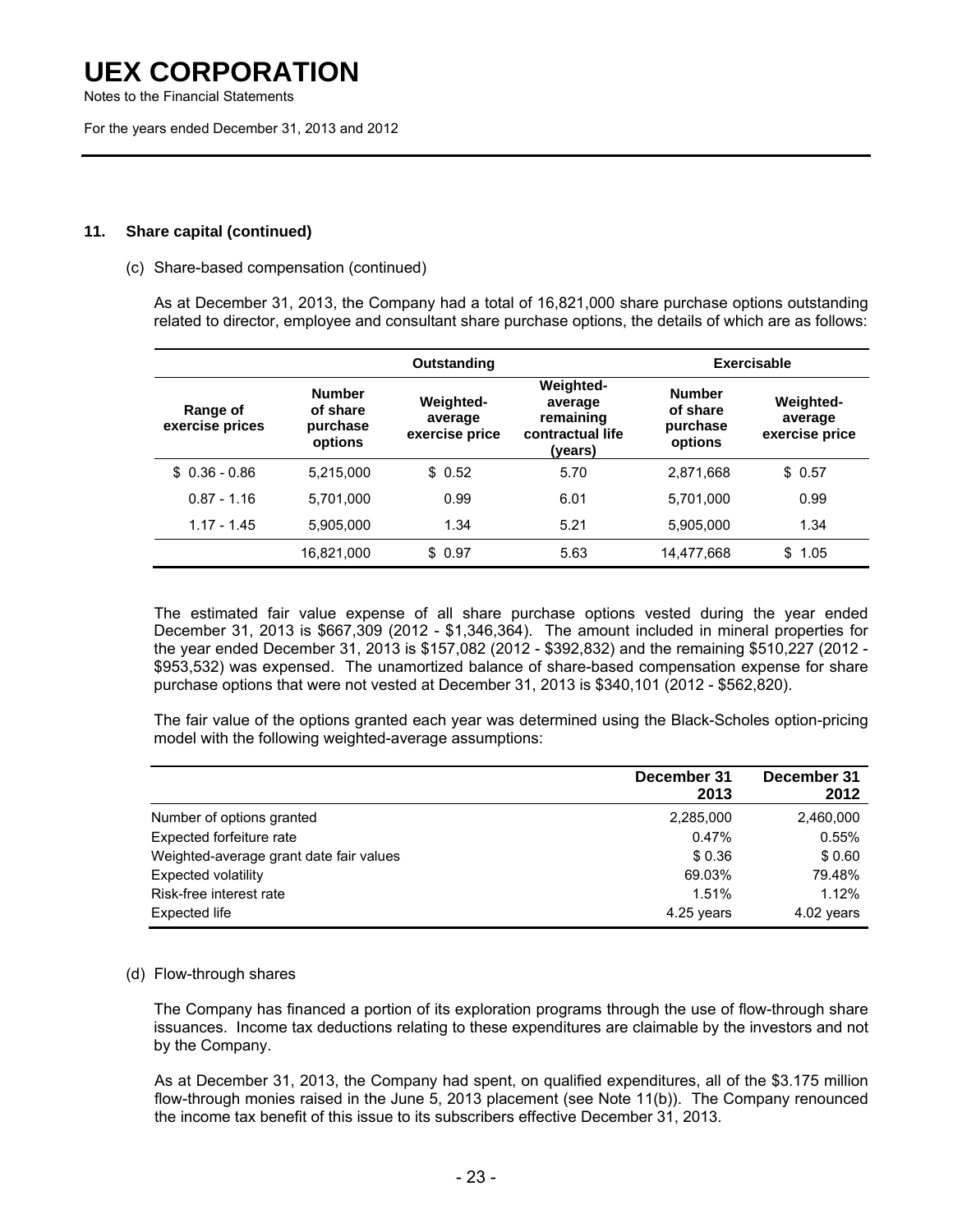### 11. Share capital (continued)

(c) Share-based compensation (continued)

As at December 31, 2013, the Company had a total of 16,821,000 share purchase options outstanding related to director, employee and consultant share purchase options, the details of which are as follows:

| | Outstanding | | | Exercisable | |
|---|---|---|---|---|---|
| Range of exercise prices | Number of share purchase options | Weighted-average exercise price | Weighted-average remaining contractual life (years) | Number of share purchase options | Weighted-average exercise price |
| $ 0.36 - 0.86 | 5,215,000 | $ 0.52 | 5.70 | 2,871,668 | $ 0.57 |
| 0.87 - 1.16 | 5,701,000 | 0.99 | 6.01 | 5,701,000 | 0.99 |
| 1.17 - 1.45 | 5,905,000 | 1.34 | 5.21 | 5,905,000 | 1.34 |
| | 16,821,000 | $ 0.97 | 5.63 | 14,477,668 | $ 1.05 |

The estimated fair value expense of all share purchase options vested during the year ended December 31, 2013 is $667,309 (2012 - $1,346,364). The amount included in mineral properties for the year ended December 31, 2013 is $157,082 (2012 - $392,832) and the remaining $510,227 (2012 - $953,532) was expensed. The unamortized balance of share-based compensation expense for share purchase options that were not vested at December 31, 2013 is $340,101 (2012 - $562,820).

The fair value of the options granted each year was determined using the Black-Scholes option-pricing model with the following weighted-average assumptions:

| | December 31 2013 | December 31 2012 |
|---|---|---|
| Number of options granted | 2,285,000 | 2,460,000 |
| Expected forfeiture rate | 0.47% | 0.55% |
| Weighted-average grant date fair values | $ 0.36 | $ 0.60 |
| Expected volatility | 69.03% | 79.48% |
| Risk-free interest rate | 1.51% | 1.12% |
| Expected life | 4.25 years | 4.02 years |

(d) Flow-through shares

The Company has financed a portion of its exploration programs through the use of flow-through share issuances. Income tax deductions relating to these expenditures are claimable by the investors and not by the Company.

As at December 31, 2013, the Company had spent, on qualified expenditures, all of the $3.175 million flow-through monies raised in the June 5, 2013 placement (see Note 11(b)). The Company renounced the income tax benefit of this issue to its subscribers effective December 31, 2013.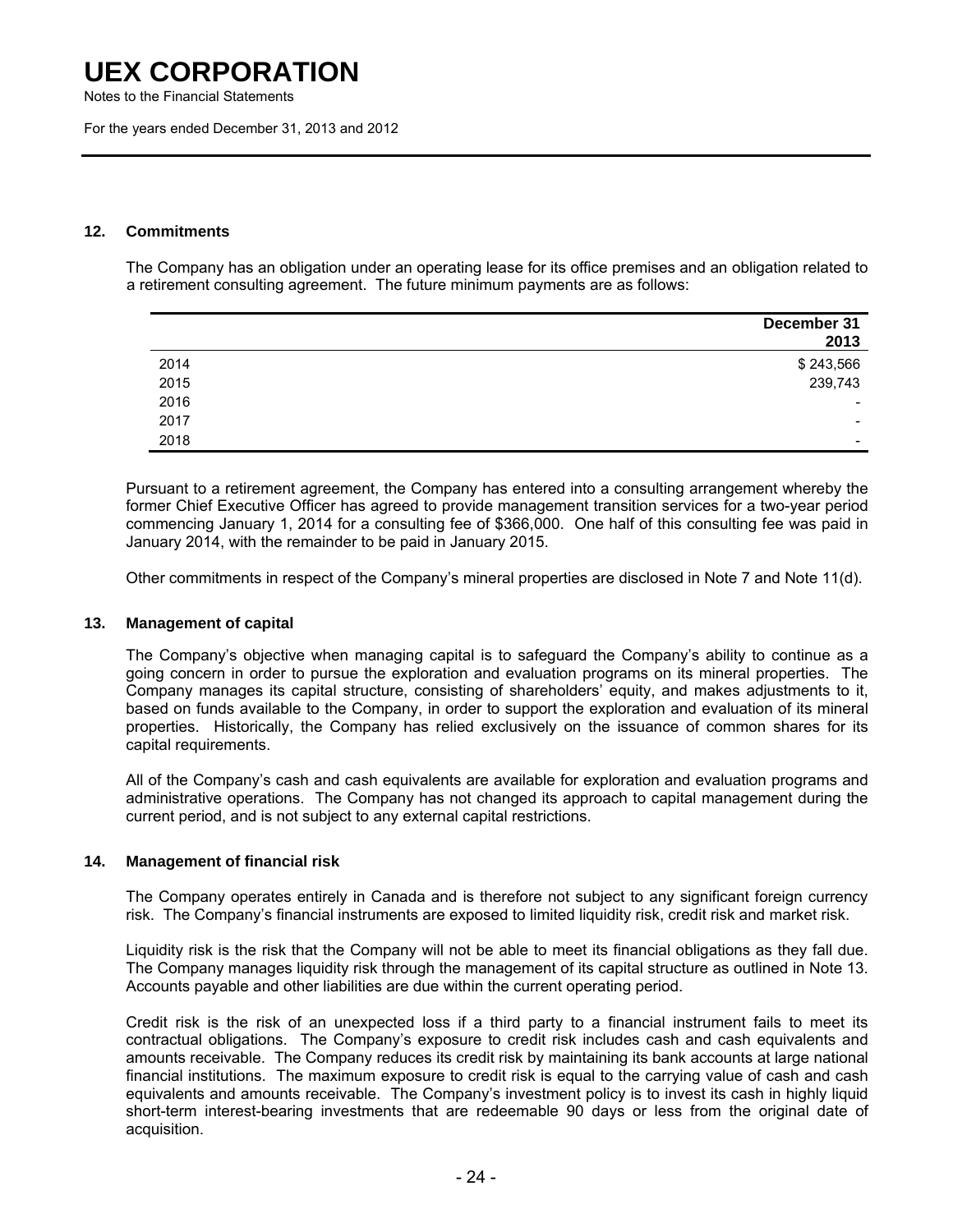## 12. Commitments

The Company has an obligation under an operating lease for its office premises and an obligation related to a retirement consulting agreement. The future minimum payments are as follows:

| | December 31 2013 |
|---|---|
| 2014 | $ 243,566 |
| 2015 | 239,743 |
| 2016 | - |
| 2017 | - |
| 2018 | - |

Pursuant to a retirement agreement, the Company has entered into a consulting arrangement whereby the former Chief Executive Officer has agreed to provide management transition services for a two-year period commencing January 1, 2014 for a consulting fee of $366,000. One half of this consulting fee was paid in January 2014, with the remainder to be paid in January 2015.

Other commitments in respect of the Company's mineral properties are disclosed in Note 7 and Note 11(d).

## 13. Management of capital

The Company's objective when managing capital is to safeguard the Company's ability to continue as a going concern in order to pursue the exploration and evaluation programs on its mineral properties. The Company manages its capital structure, consisting of shareholders' equity, and makes adjustments to it, based on funds available to the Company, in order to support the exploration and evaluation of its mineral properties. Historically, the Company has relied exclusively on the issuance of common shares for its capital requirements.

All of the Company's cash and cash equivalents are available for exploration and evaluation programs and administrative operations. The Company has not changed its approach to capital management during the current period, and is not subject to any external capital restrictions.

## 14. Management of financial risk

The Company operates entirely in Canada and is therefore not subject to any significant foreign currency risk. The Company's financial instruments are exposed to limited liquidity risk, credit risk and market risk.

Liquidity risk is the risk that the Company will not be able to meet its financial obligations as they fall due. The Company manages liquidity risk through the management of its capital structure as outlined in Note 13. Accounts payable and other liabilities are due within the current operating period.

Credit risk is the risk of an unexpected loss if a third party to a financial instrument fails to meet its contractual obligations. The Company's exposure to credit risk includes cash and cash equivalents and amounts receivable. The Company reduces its credit risk by maintaining its bank accounts at large national financial institutions. The maximum exposure to credit risk is equal to the carrying value of cash and cash equivalents and amounts receivable. The Company's investment policy is to invest its cash in highly liquid short-term interest-bearing investments that are redeemable 90 days or less from the original date of acquisition.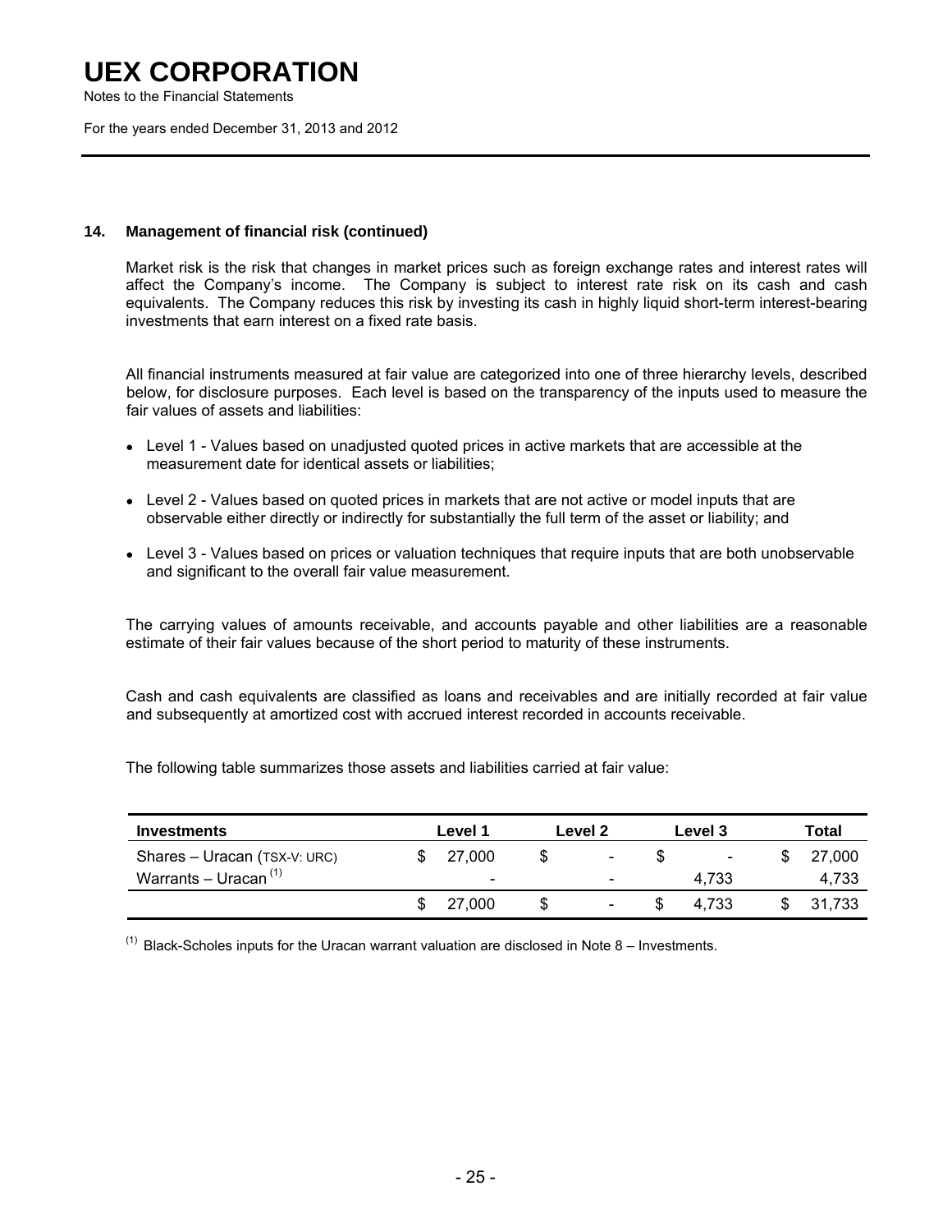### 14. Management of financial risk (continued)

Market risk is the risk that changes in market prices such as foreign exchange rates and interest rates will affect the Company's income. The Company is subject to interest rate risk on its cash and cash equivalents. The Company reduces this risk by investing its cash in highly liquid short-term interest-bearing investments that earn interest on a fixed rate basis.

All financial instruments measured at fair value are categorized into one of three hierarchy levels, described below, for disclosure purposes. Each level is based on the transparency of the inputs used to measure the fair values of assets and liabilities:

- Level 1 - Values based on unadjusted quoted prices in active markets that are accessible at the measurement date for identical assets or liabilities;
- Level 2 - Values based on quoted prices in markets that are not active or model inputs that are observable either directly or indirectly for substantially the full term of the asset or liability; and
- Level 3 - Values based on prices or valuation techniques that require inputs that are both unobservable and significant to the overall fair value measurement.

The carrying values of amounts receivable, and accounts payable and other liabilities are a reasonable estimate of their fair values because of the short period to maturity of these instruments.

Cash and cash equivalents are classified as loans and receivables and are initially recorded at fair value and subsequently at amortized cost with accrued interest recorded in accounts receivable.

The following table summarizes those assets and liabilities carried at fair value:

| Investments | Level 1 | Level 2 | Level 3 | Total |
|---|---|---|---|---|
| Shares – Uracan (TSX-V: URC) | $ 27,000 | $ - | $ - | $ 27,000 |
| Warrants – Uracan [(1)] | - | - | 4,733 | 4,733 |
| | $ 27,000 | $ - | $ 4,733 | $ 31,733 |

[(1)] Black-Scholes inputs for the Uracan warrant valuation are disclosed in Note 8 – Investments.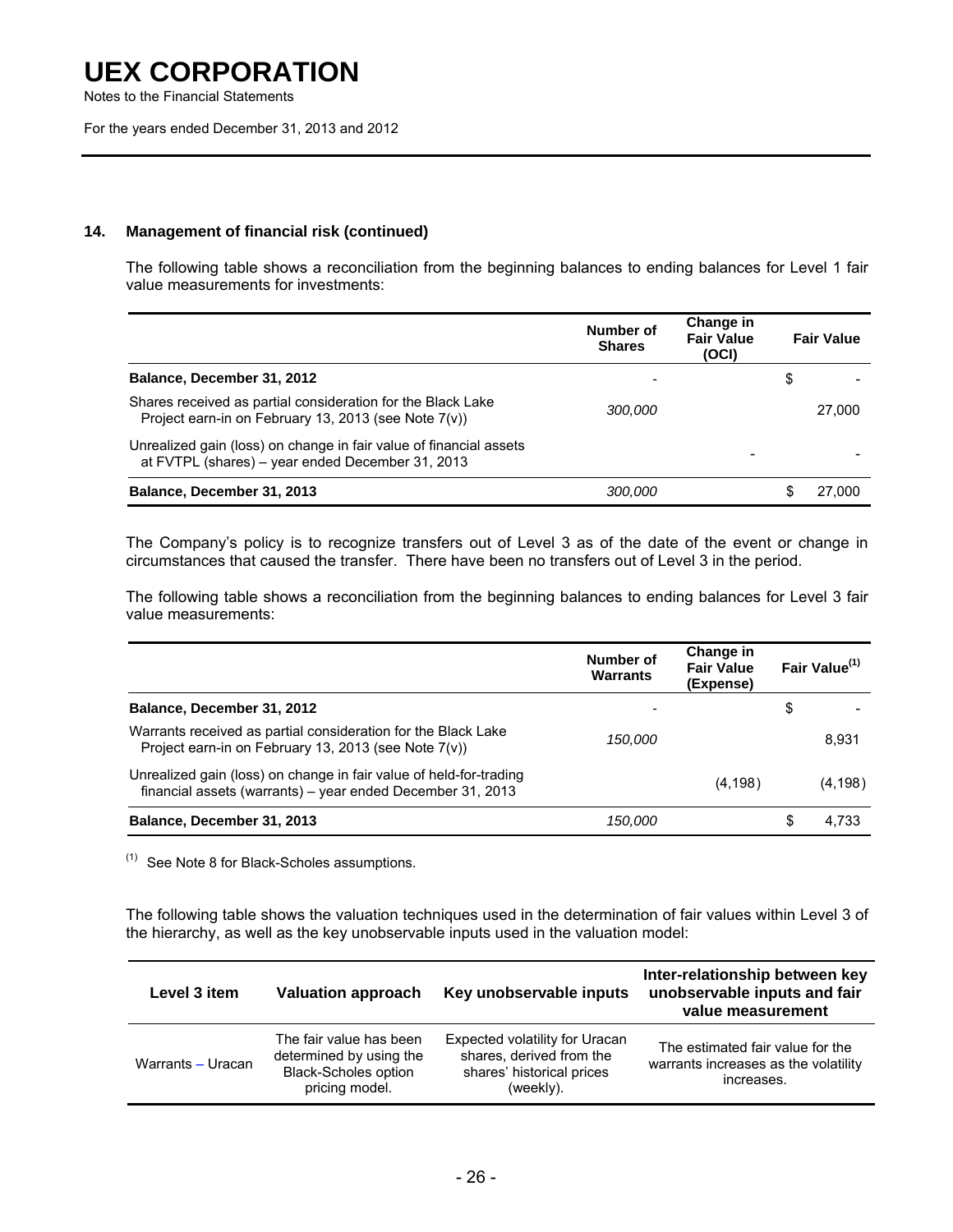### 14. Management of financial risk (continued)

The following table shows a reconciliation from the beginning balances to ending balances for Level 1 fair value measurements for investments:

| | Number of Shares | Change in Fair Value (OCI) | Fair Value |
|---|---|---|---|
| **Balance, December 31, 2012** | - | | $ - |
| Shares received as partial consideration for the Black Lake Project earn-in on February 13, 2013 (see Note 7(v)) | *300,000* | | 27,000 |
| Unrealized gain (loss) on change in fair value of financial assets at FVTPL (shares) – year ended December 31, 2013 | | - | - |
| **Balance, December 31, 2013** | *300,000* | | $ 27,000 |

The Company's policy is to recognize transfers out of Level 3 as of the date of the event or change in circumstances that caused the transfer. There have been no transfers out of Level 3 in the period.

The following table shows a reconciliation from the beginning balances to ending balances for Level 3 fair value measurements:

| | Number of Warrants | Change in Fair Value (Expense) | Fair Value[(1)] |
|---|---|---|---|
| **Balance, December 31, 2012** | - | | $ - |
| Warrants received as partial consideration for the Black Lake Project earn-in on February 13, 2013 (see Note 7(v)) | *150,000* | | 8,931 |
| Unrealized gain (loss) on change in fair value of held-for-trading financial assets (warrants) – year ended December 31, 2013 | | (4,198) | (4,198) |
| **Balance, December 31, 2013** | *150,000* | | $ 4,733 |

(1) See Note 8 for Black-Scholes assumptions.

The following table shows the valuation techniques used in the determination of fair values within Level 3 of the hierarchy, as well as the key unobservable inputs used in the valuation model:

| Level 3 item | Valuation approach | Key unobservable inputs | Inter-relationship between key unobservable inputs and fair value measurement |
|---|---|---|---|
| Warrants – Uracan | The fair value has been determined by using the Black-Scholes option pricing model. | Expected volatility for Uracan shares, derived from the shares' historical prices (weekly). | The estimated fair value for the warrants increases as the volatility increases. |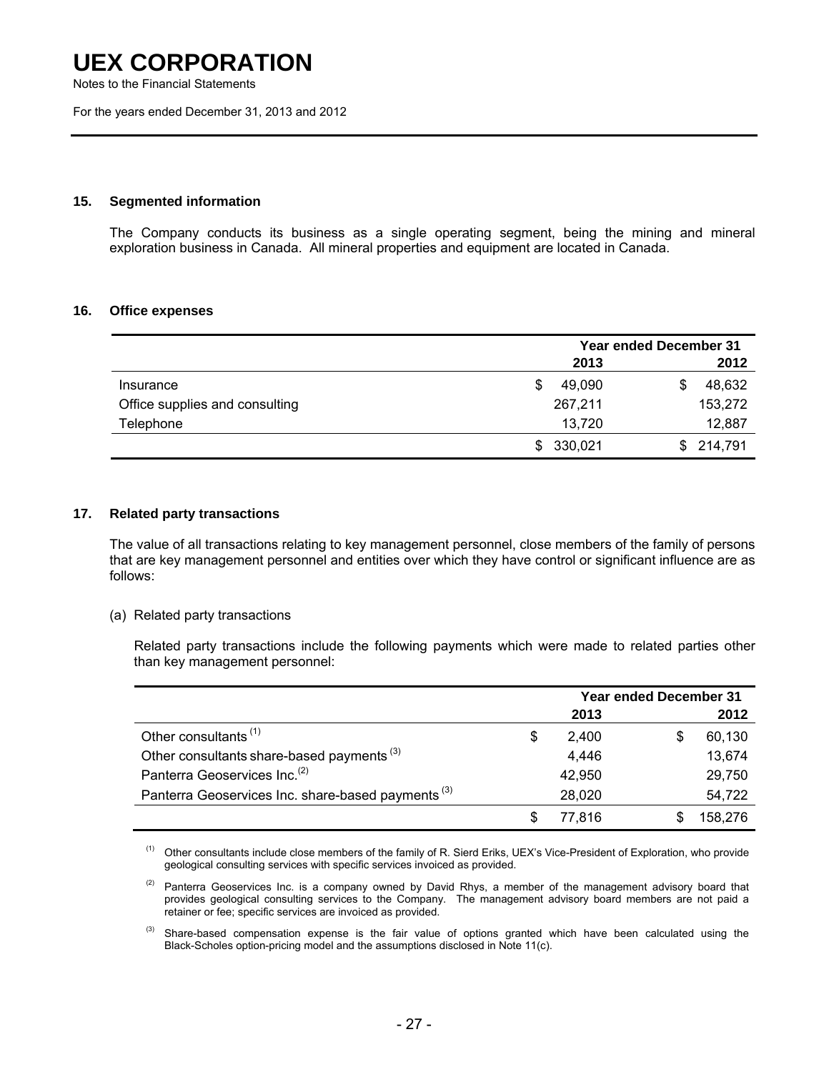### 15. Segmented information

The Company conducts its business as a single operating segment, being the mining and mineral exploration business in Canada. All mineral properties and equipment are located in Canada.

### 16. Office expenses

| | Year ended December 31 2013 | 2012 |
|---|---|---|
| Insurance | $ 49,090 | $ 48,632 |
| Office supplies and consulting | 267,211 | 153,272 |
| Telephone | 13,720 | 12,887 |
| | $ 330,021 | $ 214,791 |

### 17. Related party transactions

The value of all transactions relating to key management personnel, close members of the family of persons that are key management personnel and entities over which they have control or significant influence are as follows:

(a) Related party transactions

Related party transactions include the following payments which were made to related parties other than key management personnel:

| | Year ended December 31 2013 | 2012 |
|---|---|---|
| Other consultants [1] | $ 2,400 | $ 60,130 |
| Other consultants share-based payments [3] | 4,446 | 13,674 |
| Panterra Geoservices Inc.[2] | 42,950 | 29,750 |
| Panterra Geoservices Inc. share-based payments [3] | 28,020 | 54,722 |
| | $ 77,816 | $ 158,276 |

[1] Other consultants include close members of the family of R. Sierd Eriks, UEX's Vice-President of Exploration, who provide geological consulting services with specific services invoiced as provided.

[2] Panterra Geoservices Inc. is a company owned by David Rhys, a member of the management advisory board that provides geological consulting services to the Company. The management advisory board members are not paid a retainer or fee; specific services are invoiced as provided.

[3] Share-based compensation expense is the fair value of options granted which have been calculated using the Black-Scholes option-pricing model and the assumptions disclosed in Note 11(c).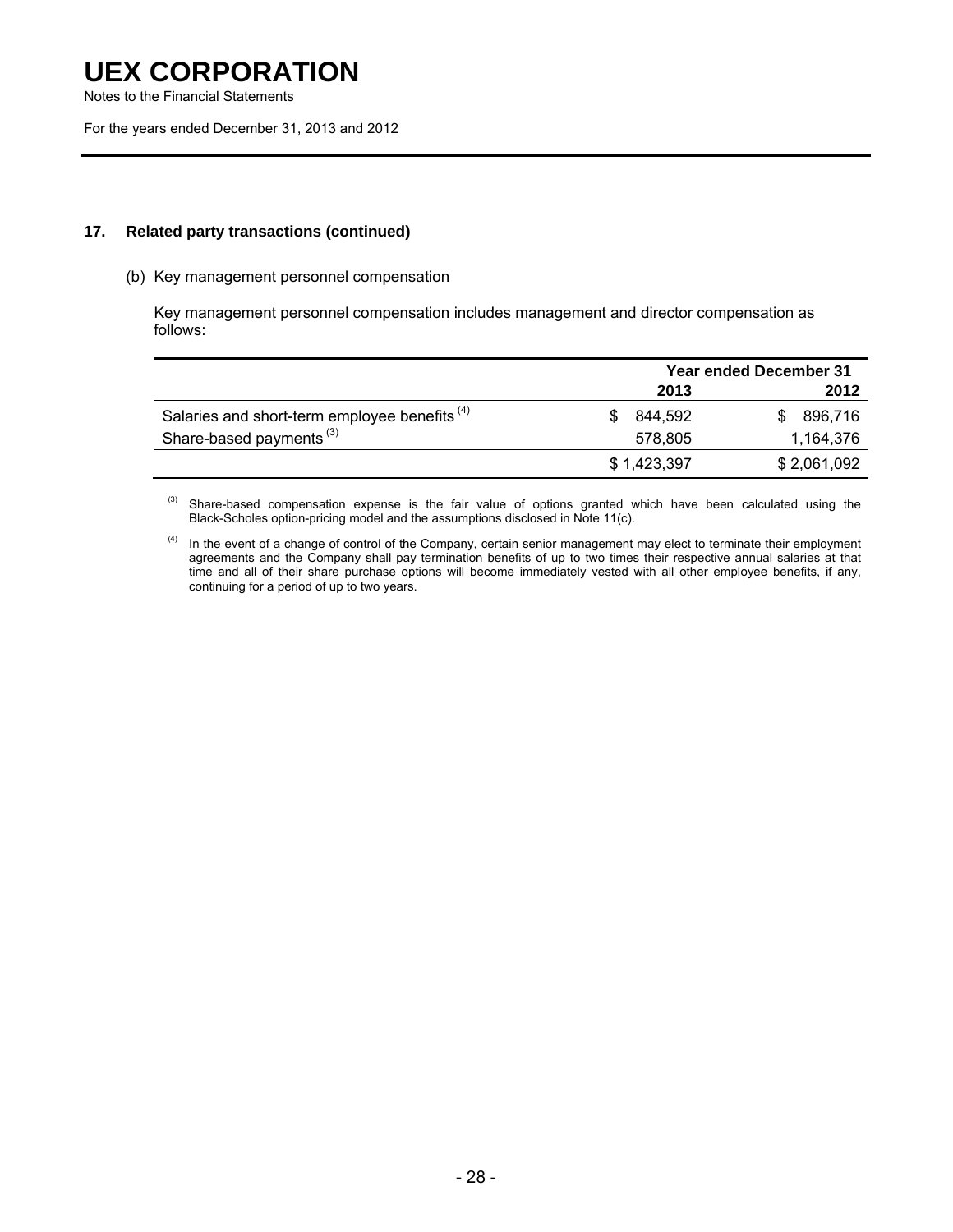### 17. Related party transactions (continued)

(b) Key management personnel compensation

Key management personnel compensation includes management and director compensation as follows:

| | Year ended December 31 | |
|---|---|---|
| | 2013 | 2012 |
| Salaries and short-term employee benefits [4] | $ 844,592 | $ 896,716 |
| Share-based payments [3] | 578,805 | 1,164,376 |
| | $ 1,423,397 | $ 2,061,092 |

[3] Share-based compensation expense is the fair value of options granted which have been calculated using the Black-Scholes option-pricing model and the assumptions disclosed in Note 11(c).

[4] In the event of a change of control of the Company, certain senior management may elect to terminate their employment agreements and the Company shall pay termination benefits of up to two times their respective annual salaries at that time and all of their share purchase options will become immediately vested with all other employee benefits, if any, continuing for a period of up to two years.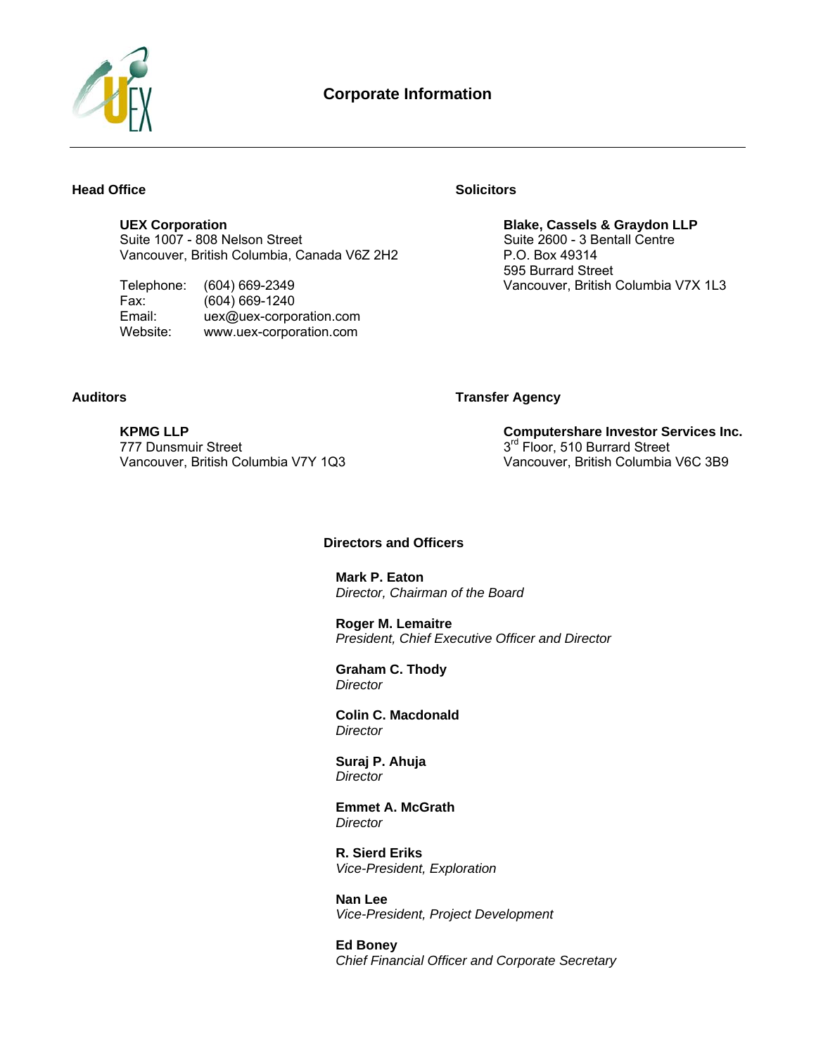# Corporate Information

## Head Office

**UEX Corporation**
Suite 1007 - 808 Nelson Street
Vancouver, British Columbia, Canada V6Z 2H2

Telephone: (604) 669-2349
Fax: (604) 669-1240
Email: uex@uex-corporation.com
Website: www.uex-corporation.com

## Solicitors

**Blake, Cassels & Graydon LLP**
Suite 2600 - 3 Bentall Centre
P.O. Box 49314
595 Burrard Street
Vancouver, British Columbia V7X 1L3

## Auditors

**KPMG LLP**
777 Dunsmuir Street
Vancouver, British Columbia V7Y 1Q3

## Transfer Agency

**Computershare Investor Services Inc.**
3rd Floor, 510 Burrard Street
Vancouver, British Columbia V6C 3B9

## Directors and Officers

**Mark P. Eaton**
*Director, Chairman of the Board*

**Roger M. Lemaitre**
*President, Chief Executive Officer and Director*

**Graham C. Thody**
*Director*

**Colin C. Macdonald**
*Director*

**Suraj P. Ahuja**
*Director*

**Emmet A. McGrath**
*Director*

**R. Sierd Eriks**
*Vice-President, Exploration*

**Nan Lee**
*Vice-President, Project Development*

**Ed Boney**
*Chief Financial Officer and Corporate Secretary*